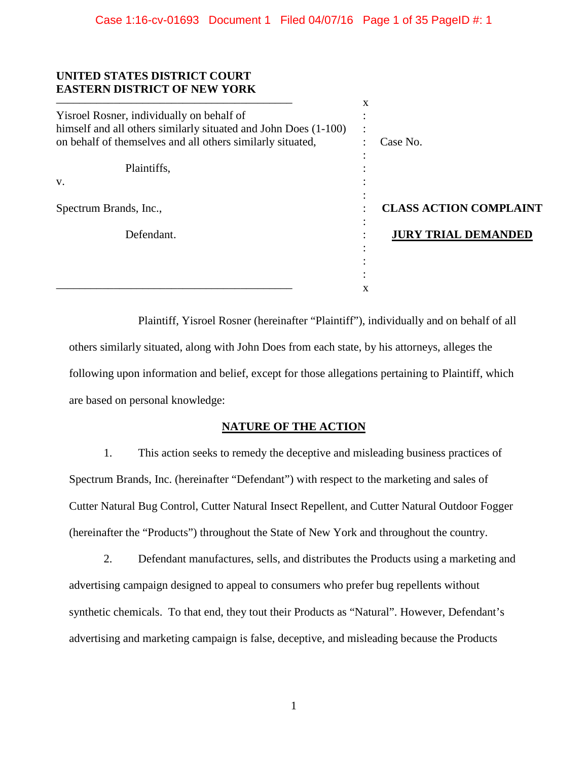**UNITED STATES DISTRICT COURT**
**EASTERN DISTRICT OF NEW YORK**

| | |
|---|---|
| Yisroel Rosner, individually on behalf of himself and all others similarly situated and John Does (1-100) on behalf of themselves and all others similarly situated,<br><br>Plaintiffs,<br><br>v.<br><br>Spectrum Brands, Inc.,<br><br>Defendant. | Case No.<br><br>**CLASS ACTION COMPLAINT**<br><br>**JURY TRIAL DEMANDED** |

Plaintiff, Yisroel Rosner (hereinafter "Plaintiff"), individually and on behalf of all others similarly situated, along with John Does from each state, by his attorneys, alleges the following upon information and belief, except for those allegations pertaining to Plaintiff, which are based on personal knowledge:

## NATURE OF THE ACTION

1. This action seeks to remedy the deceptive and misleading business practices of Spectrum Brands, Inc. (hereinafter "Defendant") with respect to the marketing and sales of Cutter Natural Bug Control, Cutter Natural Insect Repellent, and Cutter Natural Outdoor Fogger (hereinafter the "Products") throughout the State of New York and throughout the country.

2. Defendant manufactures, sells, and distributes the Products using a marketing and advertising campaign designed to appeal to consumers who prefer bug repellents without synthetic chemicals. To that end, they tout their Products as "Natural". However, Defendant's advertising and marketing campaign is false, deceptive, and misleading because the Products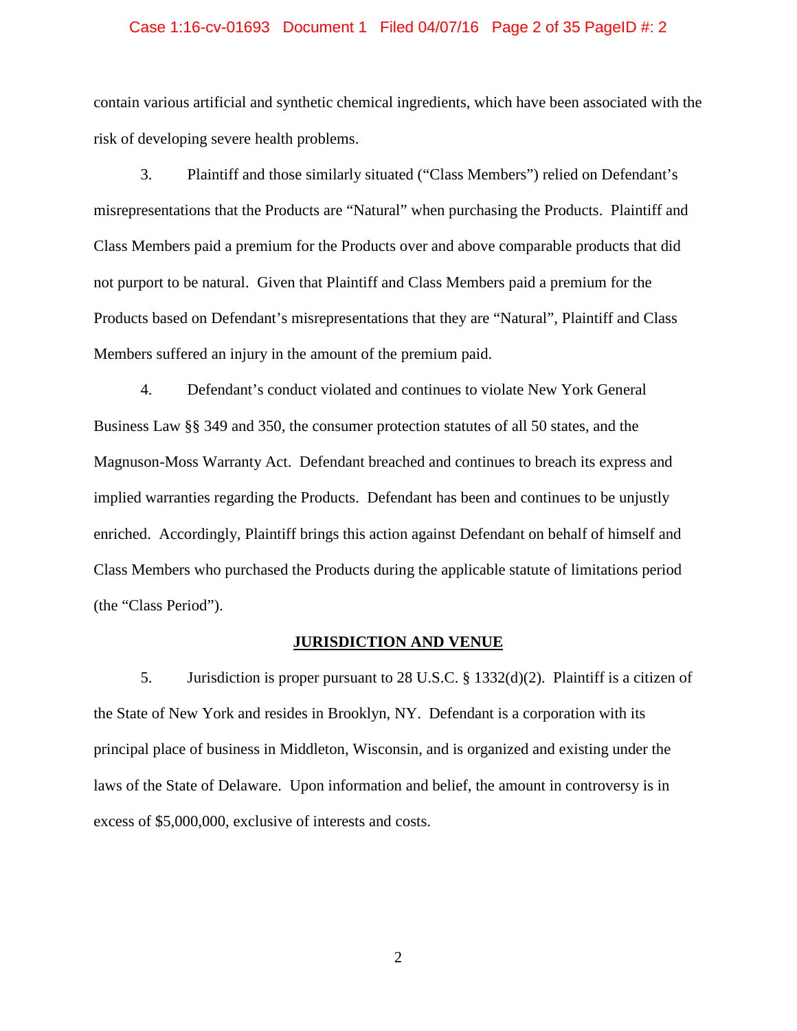contain various artificial and synthetic chemical ingredients, which have been associated with the risk of developing severe health problems.

3. Plaintiff and those similarly situated ("Class Members") relied on Defendant's misrepresentations that the Products are "Natural" when purchasing the Products. Plaintiff and Class Members paid a premium for the Products over and above comparable products that did not purport to be natural. Given that Plaintiff and Class Members paid a premium for the Products based on Defendant's misrepresentations that they are "Natural", Plaintiff and Class Members suffered an injury in the amount of the premium paid.

4. Defendant's conduct violated and continues to violate New York General Business Law §§ 349 and 350, the consumer protection statutes of all 50 states, and the Magnuson-Moss Warranty Act. Defendant breached and continues to breach its express and implied warranties regarding the Products. Defendant has been and continues to be unjustly enriched. Accordingly, Plaintiff brings this action against Defendant on behalf of himself and Class Members who purchased the Products during the applicable statute of limitations period (the "Class Period").

## JURISDICTION AND VENUE

5. Jurisdiction is proper pursuant to 28 U.S.C. § 1332(d)(2). Plaintiff is a citizen of the State of New York and resides in Brooklyn, NY. Defendant is a corporation with its principal place of business in Middleton, Wisconsin, and is organized and existing under the laws of the State of Delaware. Upon information and belief, the amount in controversy is in excess of $5,000,000, exclusive of interests and costs.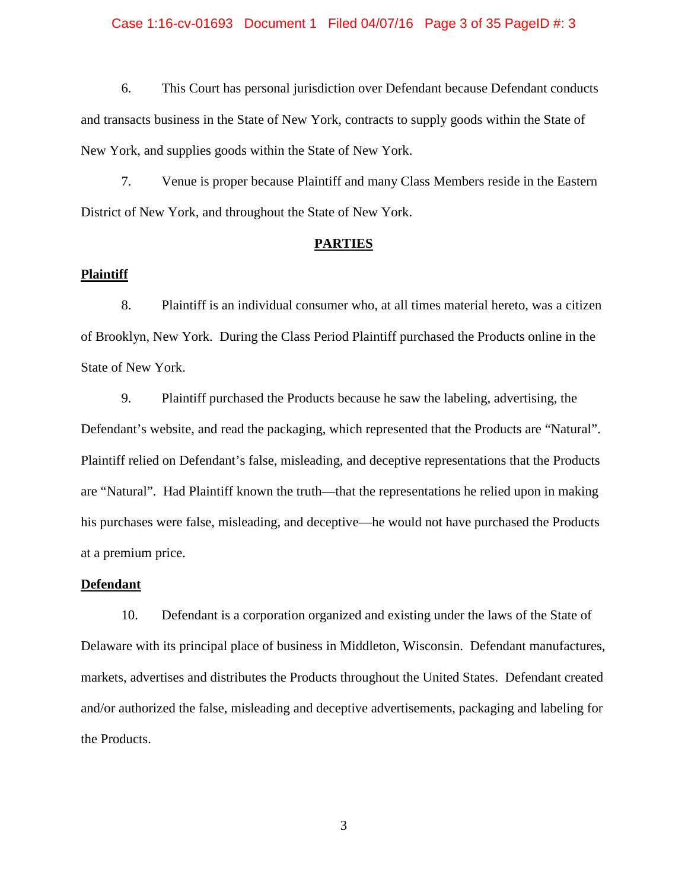6. This Court has personal jurisdiction over Defendant because Defendant conducts and transacts business in the State of New York, contracts to supply goods within the State of New York, and supplies goods within the State of New York.

7. Venue is proper because Plaintiff and many Class Members reside in the Eastern District of New York, and throughout the State of New York.

## PARTIES

### Plaintiff

8. Plaintiff is an individual consumer who, at all times material hereto, was a citizen of Brooklyn, New York. During the Class Period Plaintiff purchased the Products online in the State of New York.

9. Plaintiff purchased the Products because he saw the labeling, advertising, the Defendant's website, and read the packaging, which represented that the Products are "Natural". Plaintiff relied on Defendant's false, misleading, and deceptive representations that the Products are "Natural". Had Plaintiff known the truth—that the representations he relied upon in making his purchases were false, misleading, and deceptive—he would not have purchased the Products at a premium price.

### Defendant

10. Defendant is a corporation organized and existing under the laws of the State of Delaware with its principal place of business in Middleton, Wisconsin. Defendant manufactures, markets, advertises and distributes the Products throughout the United States. Defendant created and/or authorized the false, misleading and deceptive advertisements, packaging and labeling for the Products.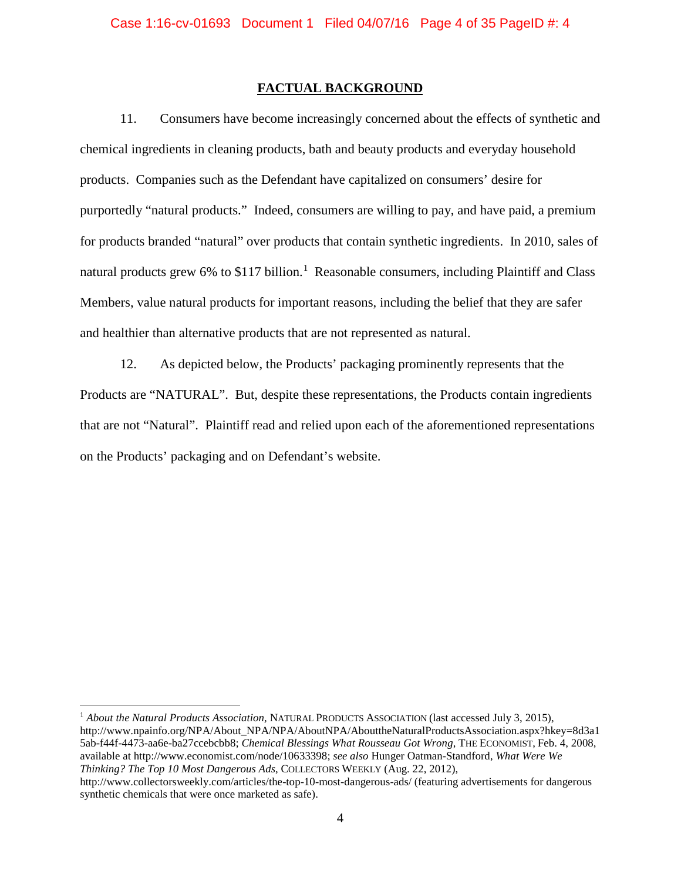## FACTUAL BACKGROUND

11. Consumers have become increasingly concerned about the effects of synthetic and chemical ingredients in cleaning products, bath and beauty products and everyday household products. Companies such as the Defendant have capitalized on consumers' desire for purportedly "natural products." Indeed, consumers are willing to pay, and have paid, a premium for products branded "natural" over products that contain synthetic ingredients. In 2010, sales of natural products grew 6% to $117 billion.[1] Reasonable consumers, including Plaintiff and Class Members, value natural products for important reasons, including the belief that they are safer and healthier than alternative products that are not represented as natural.

12. As depicted below, the Products' packaging prominently represents that the Products are "NATURAL". But, despite these representations, the Products contain ingredients that are not "Natural". Plaintiff read and relied upon each of the aforementioned representations on the Products' packaging and on Defendant's website.

---

[1] *About the Natural Products Association,* NATURAL PRODUCTS ASSOCIATION (last accessed July 3, 2015), http://www.npainfo.org/NPA/About_NPA/NPA/AboutNPA/AbouttheNaturalProductsAssociation.aspx?hkey=8d3a15ab-f44f-4473-aa6e-ba27ccebcbb8; *Chemical Blessings What Rousseau Got Wrong*, THE ECONOMIST, Feb. 4, 2008, available at http://www.economist.com/node/10633398; *see also* Hunger Oatman-Standford, *What Were We Thinking? The Top 10 Most Dangerous Ads*, COLLECTORS WEEKLY (Aug. 22, 2012), http://www.collectorsweekly.com/articles/the-top-10-most-dangerous-ads/ (featuring advertisements for dangerous synthetic chemicals that were once marketed as safe).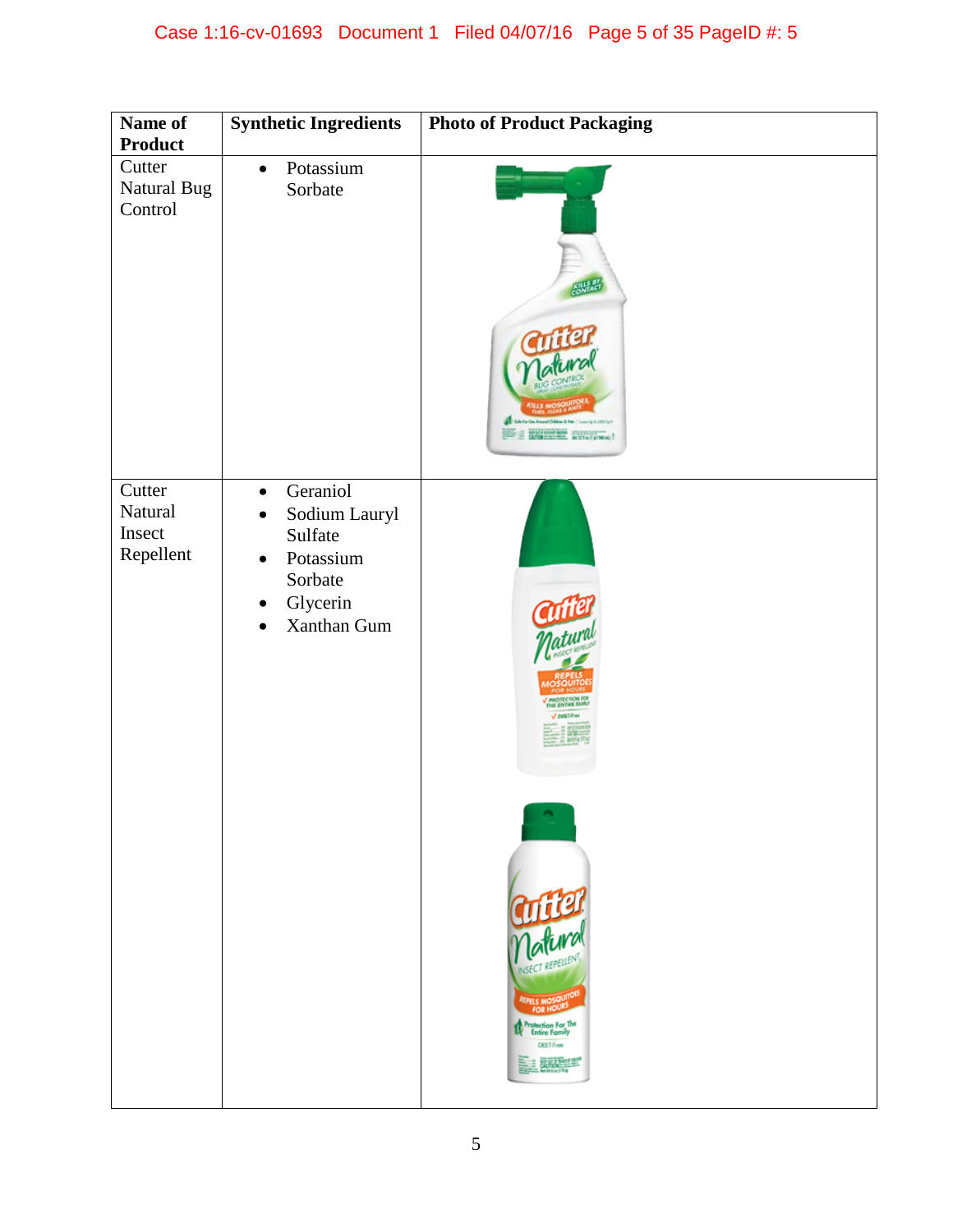| Name of Product | Synthetic Ingredients | Photo of Product Packaging |
|---|---|---|
| Cutter Natural Bug Control | • Potassium Sorbate | |
| Cutter Natural Insect Repellent | • Geraniol<br>• Sodium Lauryl Sulfate<br>• Potassium Sorbate<br>• Glycerin<br>• Xanthan Gum | |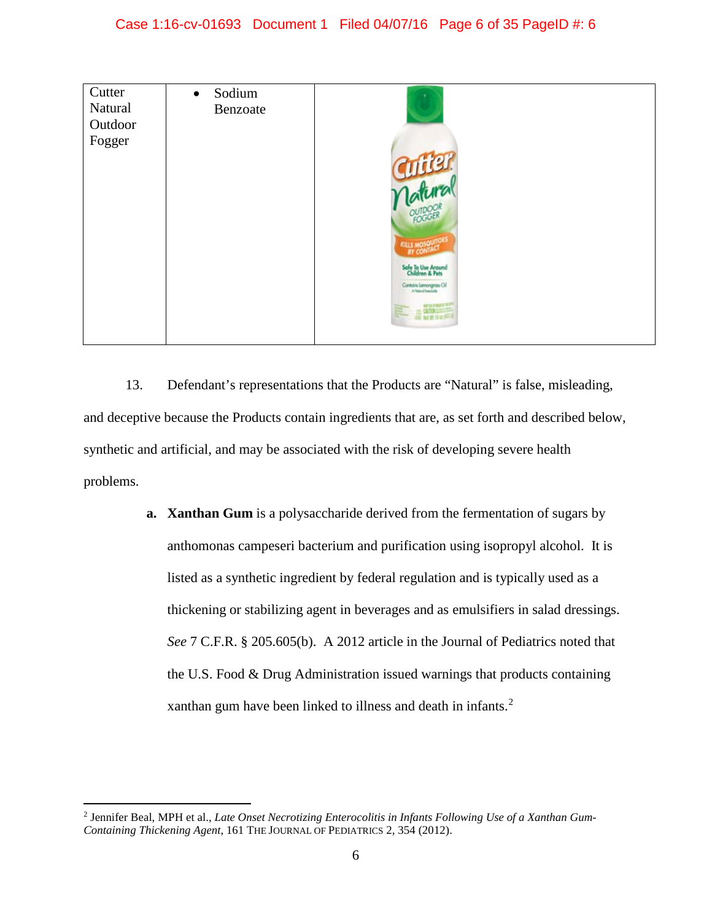| Cutter Natural Outdoor Fogger | • Sodium Benzoate | |
|---|---|---|

13. Defendant's representations that the Products are "Natural" is false, misleading, and deceptive because the Products contain ingredients that are, as set forth and described below, synthetic and artificial, and may be associated with the risk of developing severe health problems.

**a. Xanthan Gum** is a polysaccharide derived from the fermentation of sugars by anthomonas campeseri bacterium and purification using isopropyl alcohol. It is listed as a synthetic ingredient by federal regulation and is typically used as a thickening or stabilizing agent in beverages and as emulsifiers in salad dressings. *See* 7 C.F.R. § 205.605(b). A 2012 article in the Journal of Pediatrics noted that the U.S. Food & Drug Administration issued warnings that products containing xanthan gum have been linked to illness and death in infants.[2]

---

[2] Jennifer Beal, MPH et al., *Late Onset Necrotizing Enterocolitis in Infants Following Use of a Xanthan Gum-Containing Thickening Agent*, 161 THE JOURNAL OF PEDIATRICS 2, 354 (2012).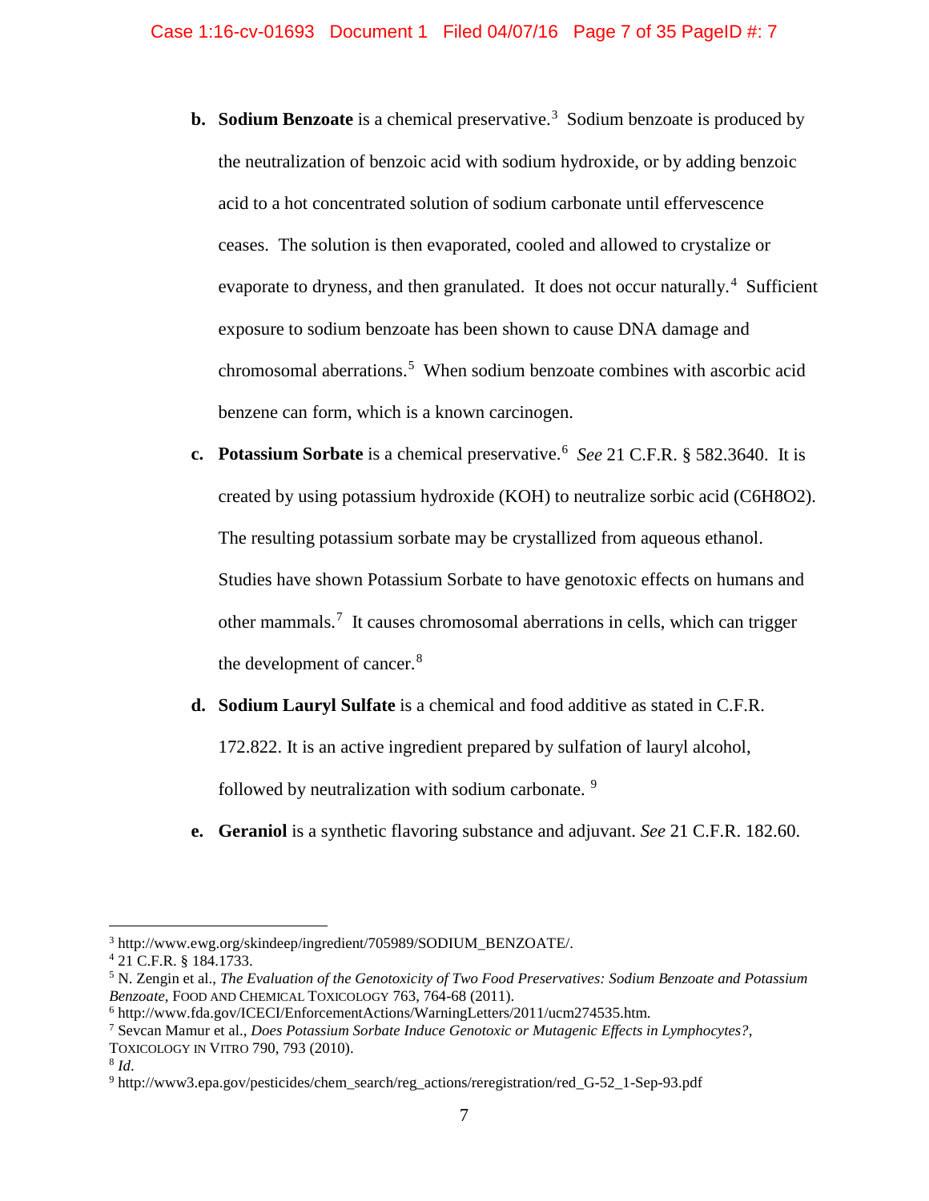**b. Sodium Benzoate** is a chemical preservative.[3] Sodium benzoate is produced by the neutralization of benzoic acid with sodium hydroxide, or by adding benzoic acid to a hot concentrated solution of sodium carbonate until effervescence ceases. The solution is then evaporated, cooled and allowed to crystalize or evaporate to dryness, and then granulated. It does not occur naturally.[4] Sufficient exposure to sodium benzoate has been shown to cause DNA damage and chromosomal aberrations.[5] When sodium benzoate combines with ascorbic acid benzene can form, which is a known carcinogen.

**c. Potassium Sorbate** is a chemical preservative.[6] *See* 21 C.F.R. § 582.3640. It is created by using potassium hydroxide (KOH) to neutralize sorbic acid ($C_6H_8O_2$). The resulting potassium sorbate may be crystallized from aqueous ethanol. Studies have shown Potassium Sorbate to have genotoxic effects on humans and other mammals.[7] It causes chromosomal aberrations in cells, which can trigger the development of cancer.[8]

**d. Sodium Lauryl Sulfate** is a chemical and food additive as stated in C.F.R. 172.822. It is an active ingredient prepared by sulfation of lauryl alcohol, followed by neutralization with sodium carbonate. [9]

**e. Geraniol** is a synthetic flavoring substance and adjuvant. *See* 21 C.F.R. 182.60.

---

[3] http://www.ewg.org/skindeep/ingredient/705989/SODIUM_BENZOATE/.

[4] 21 C.F.R. § 184.1733.

[5] N. Zengin et al., *The Evaluation of the Genotoxicity of Two Food Preservatives: Sodium Benzoate and Potassium Benzoate*, FOOD AND CHEMICAL TOXICOLOGY 763, 764-68 (2011).

[6] http://www.fda.gov/ICECI/EnforcementActions/WarningLetters/2011/ucm274535.htm.

[7] Sevcan Mamur et al., *Does Potassium Sorbate Induce Genotoxic or Mutagenic Effects in Lymphocytes?*, TOXICOLOGY IN VITRO 790, 793 (2010).

[8] *Id*.

[9] http://www3.epa.gov/pesticides/chem_search/reg_actions/reregistration/red_G-52_1-Sep-93.pdf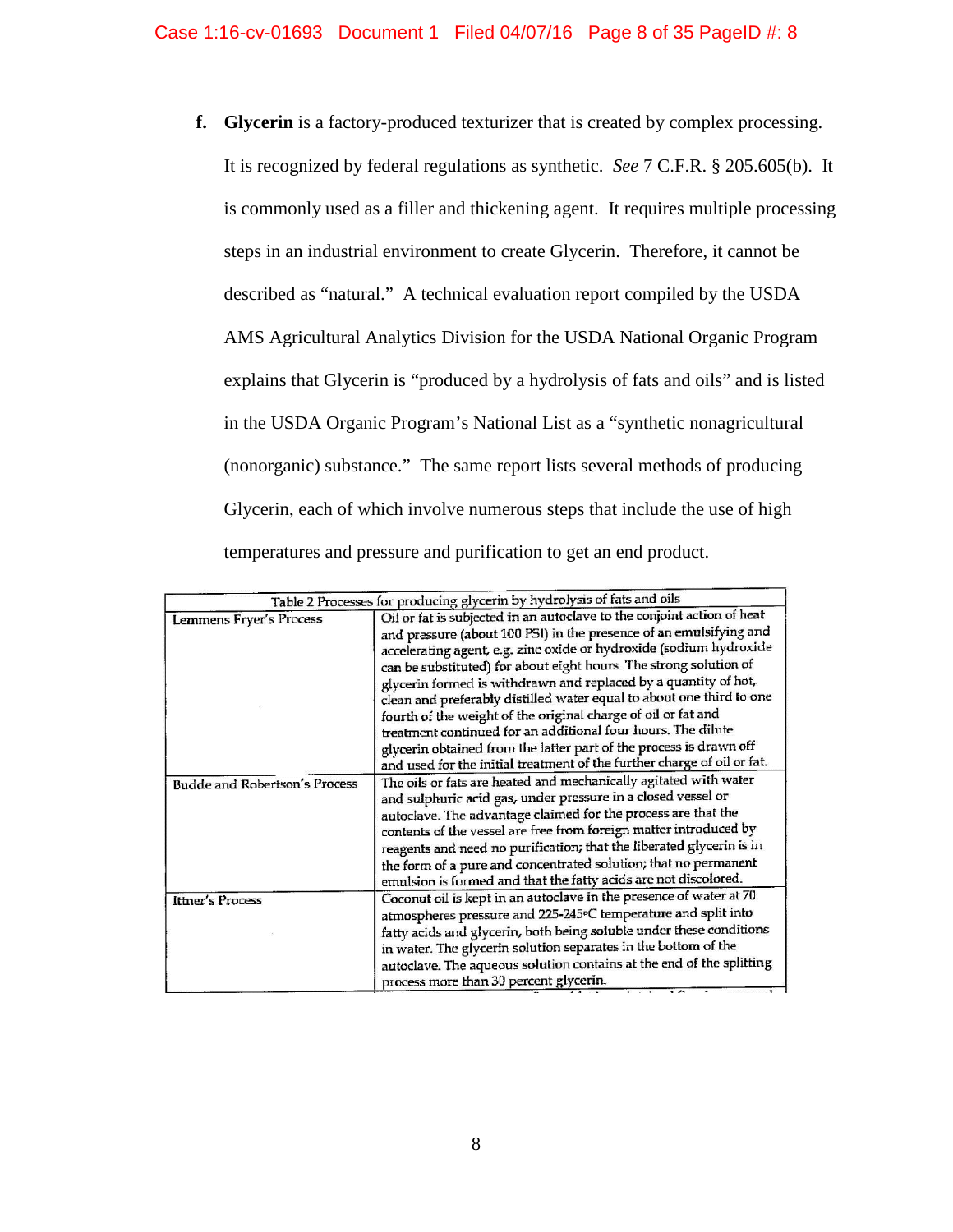f. **Glycerin** is a factory-produced texturizer that is created by complex processing. It is recognized by federal regulations as synthetic. *See* 7 C.F.R. § 205.605(b). It is commonly used as a filler and thickening agent. It requires multiple processing steps in an industrial environment to create Glycerin. Therefore, it cannot be described as "natural." A technical evaluation report compiled by the USDA AMS Agricultural Analytics Division for the USDA National Organic Program explains that Glycerin is "produced by a hydrolysis of fats and oils" and is listed in the USDA Organic Program's National List as a "synthetic nonagricultural (nonorganic) substance." The same report lists several methods of producing Glycerin, each of which involve numerous steps that include the use of high temperatures and pressure and purification to get an end product.

| Table 2 Processes for producing glycerin by hydrolysis of fats and oils | |
|---|---|
| Lemmens Fryer's Process | Oil or fat is subjected in an autoclave to the conjoint action of heat and pressure (about 100 PSI) in the presence of an emulsifying and accelerating agent, e.g. zinc oxide or hydroxide (sodium hydroxide can be substituted) for about eight hours. The strong solution of glycerin formed is withdrawn and replaced by a quantity of hot, clean and preferably distilled water equal to about one third to one fourth of the weight of the original charge of oil or fat and treatment continued for an additional four hours. The dilute glycerin obtained from the latter part of the process is drawn off and used for the initial treatment of the further charge of oil or fat. |
| Budde and Robertson's Process | The oils or fats are heated and mechanically agitated with water and sulphuric acid gas, under pressure in a closed vessel or autoclave. The advantage claimed for the process are that the contents of the vessel are free from foreign matter introduced by reagents and need no purification; that the liberated glycerin is in the form of a pure and concentrated solution; that no permanent emulsion is formed and that the fatty acids are not discolored. |
| Ittner's Process | Coconut oil is kept in an autoclave in the presence of water at 70 atmospheres pressure and 225-245°C temperature and split into fatty acids and glycerin, both being soluble under these conditions in water. The glycerin solution separates in the bottom of the autoclave. The aqueous solution contains at the end of the splitting process more than 30 percent glycerin. |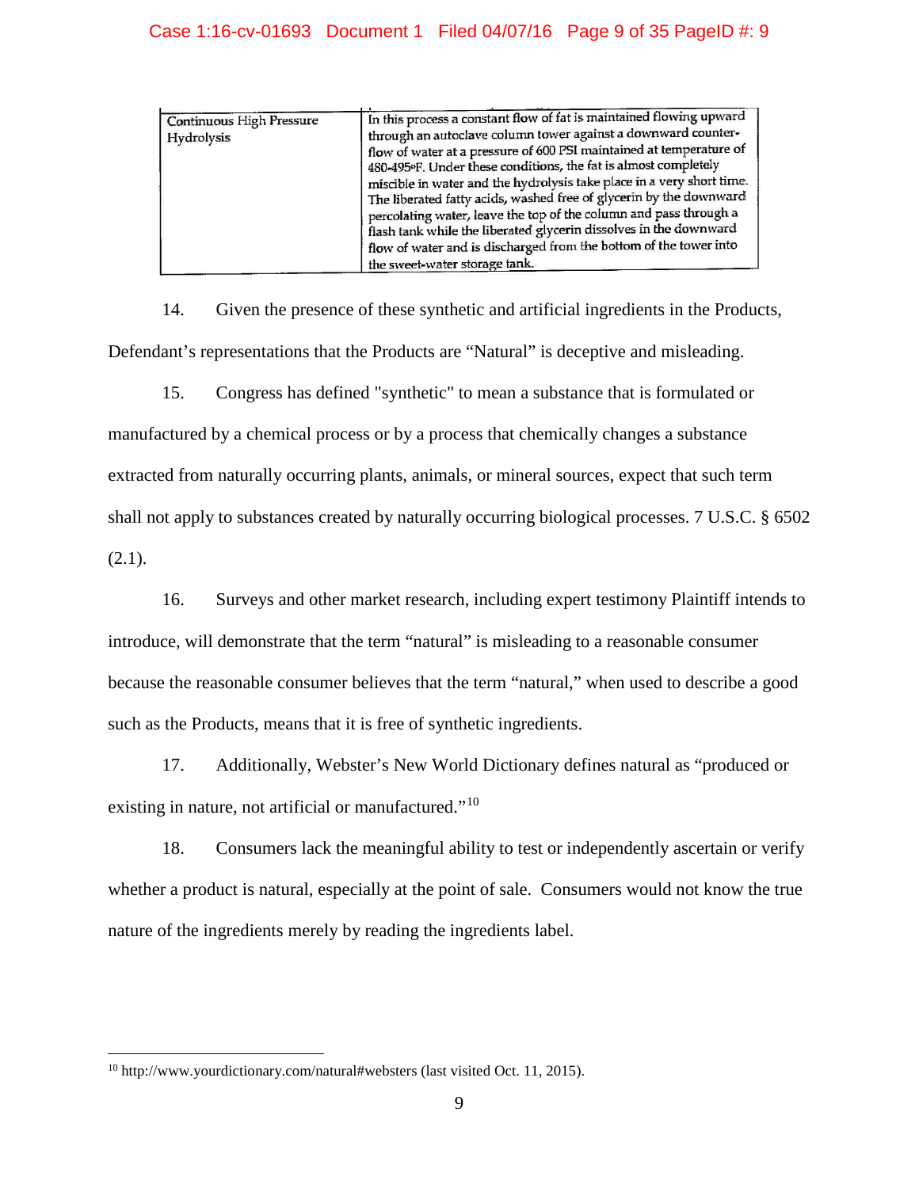| Continuous High Pressure Hydrolysis | In this process a constant flow of fat is maintained flowing upward through an autoclave column tower against a downward counter-flow of water at a pressure of 600 PSI maintained at temperature of 480-495ºF. Under these conditions, the fat is almost completely miscible in water and the hydrolysis take place in a very short time. The liberated fatty acids, washed free of glycerin by the downward percolating water, leave the top of the column and pass through a flash tank while the liberated glycerin dissolves in the downward flow of water and is discharged from the bottom of the tower into the sweet-water storage tank. |
|---|---|

14. Given the presence of these synthetic and artificial ingredients in the Products, Defendant's representations that the Products are "Natural" is deceptive and misleading.

15. Congress has defined "synthetic" to mean a substance that is formulated or manufactured by a chemical process or by a process that chemically changes a substance extracted from naturally occurring plants, animals, or mineral sources, expect that such term shall not apply to substances created by naturally occurring biological processes. 7 U.S.C. § 6502 (2.1).

16. Surveys and other market research, including expert testimony Plaintiff intends to introduce, will demonstrate that the term "natural" is misleading to a reasonable consumer because the reasonable consumer believes that the term "natural," when used to describe a good such as the Products, means that it is free of synthetic ingredients.

17. Additionally, Webster's New World Dictionary defines natural as "produced or existing in nature, not artificial or manufactured."[10]

18. Consumers lack the meaningful ability to test or independently ascertain or verify whether a product is natural, especially at the point of sale. Consumers would not know the true nature of the ingredients merely by reading the ingredients label.

---

[10] http://www.yourdictionary.com/natural#websters (last visited Oct. 11, 2015).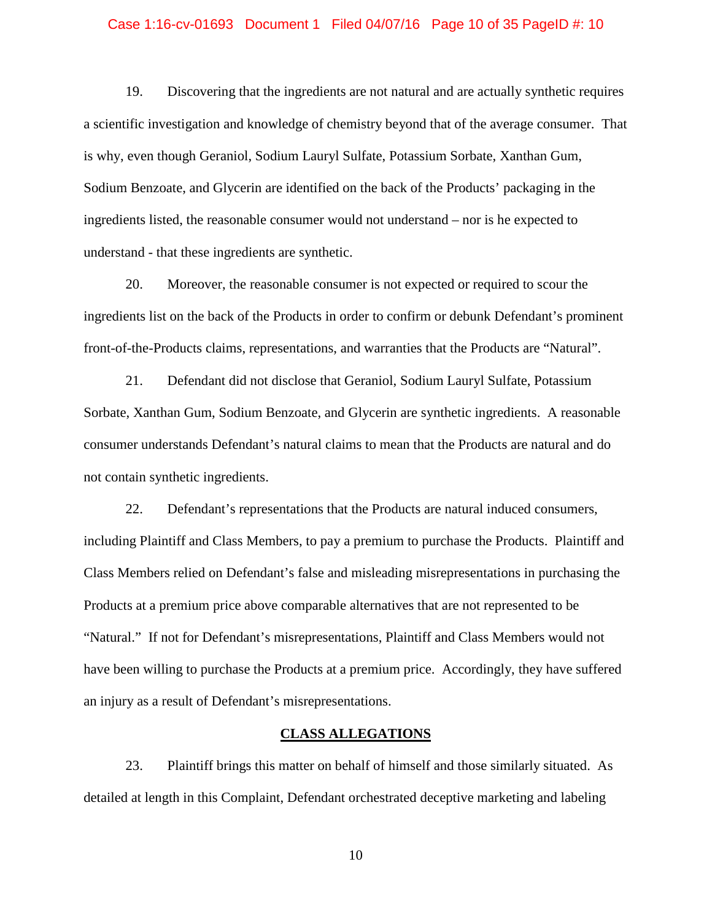19. Discovering that the ingredients are not natural and are actually synthetic requires a scientific investigation and knowledge of chemistry beyond that of the average consumer. That is why, even though Geraniol, Sodium Lauryl Sulfate, Potassium Sorbate, Xanthan Gum, Sodium Benzoate, and Glycerin are identified on the back of the Products' packaging in the ingredients listed, the reasonable consumer would not understand – nor is he expected to understand - that these ingredients are synthetic.

20. Moreover, the reasonable consumer is not expected or required to scour the ingredients list on the back of the Products in order to confirm or debunk Defendant's prominent front-of-the-Products claims, representations, and warranties that the Products are "Natural".

21. Defendant did not disclose that Geraniol, Sodium Lauryl Sulfate, Potassium Sorbate, Xanthan Gum, Sodium Benzoate, and Glycerin are synthetic ingredients. A reasonable consumer understands Defendant's natural claims to mean that the Products are natural and do not contain synthetic ingredients.

22. Defendant's representations that the Products are natural induced consumers, including Plaintiff and Class Members, to pay a premium to purchase the Products. Plaintiff and Class Members relied on Defendant's false and misleading misrepresentations in purchasing the Products at a premium price above comparable alternatives that are not represented to be "Natural." If not for Defendant's misrepresentations, Plaintiff and Class Members would not have been willing to purchase the Products at a premium price. Accordingly, they have suffered an injury as a result of Defendant's misrepresentations.

## CLASS ALLEGATIONS

23. Plaintiff brings this matter on behalf of himself and those similarly situated. As detailed at length in this Complaint, Defendant orchestrated deceptive marketing and labeling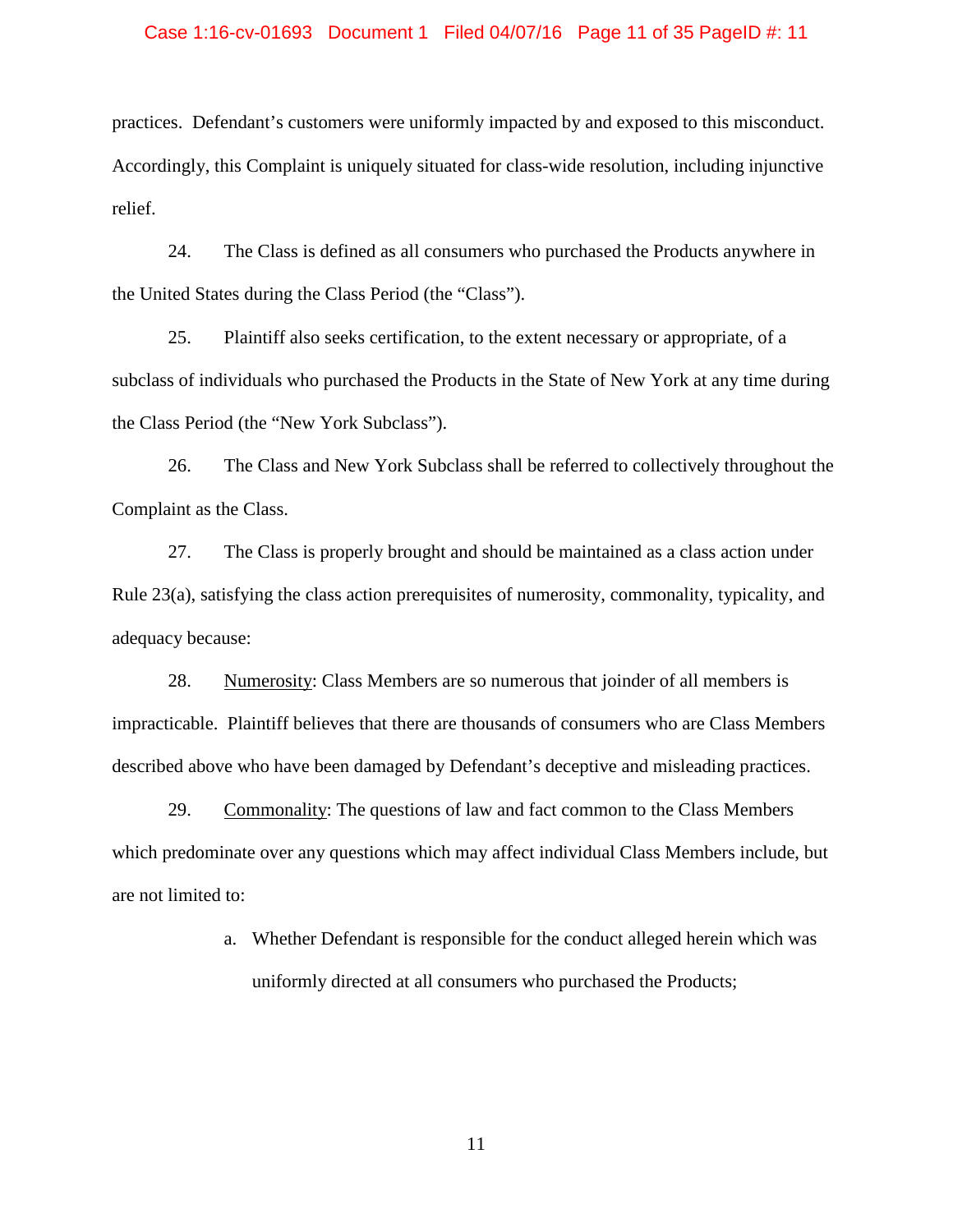practices. Defendant's customers were uniformly impacted by and exposed to this misconduct. Accordingly, this Complaint is uniquely situated for class-wide resolution, including injunctive relief.

24. The Class is defined as all consumers who purchased the Products anywhere in the United States during the Class Period (the "Class").

25. Plaintiff also seeks certification, to the extent necessary or appropriate, of a subclass of individuals who purchased the Products in the State of New York at any time during the Class Period (the "New York Subclass").

26. The Class and New York Subclass shall be referred to collectively throughout the Complaint as the Class.

27. The Class is properly brought and should be maintained as a class action under Rule 23(a), satisfying the class action prerequisites of numerosity, commonality, typicality, and adequacy because:

28. <u>Numerosity</u>: Class Members are so numerous that joinder of all members is impracticable. Plaintiff believes that there are thousands of consumers who are Class Members described above who have been damaged by Defendant's deceptive and misleading practices.

29. <u>Commonality</u>: The questions of law and fact common to the Class Members which predominate over any questions which may affect individual Class Members include, but are not limited to:

a. Whether Defendant is responsible for the conduct alleged herein which was uniformly directed at all consumers who purchased the Products;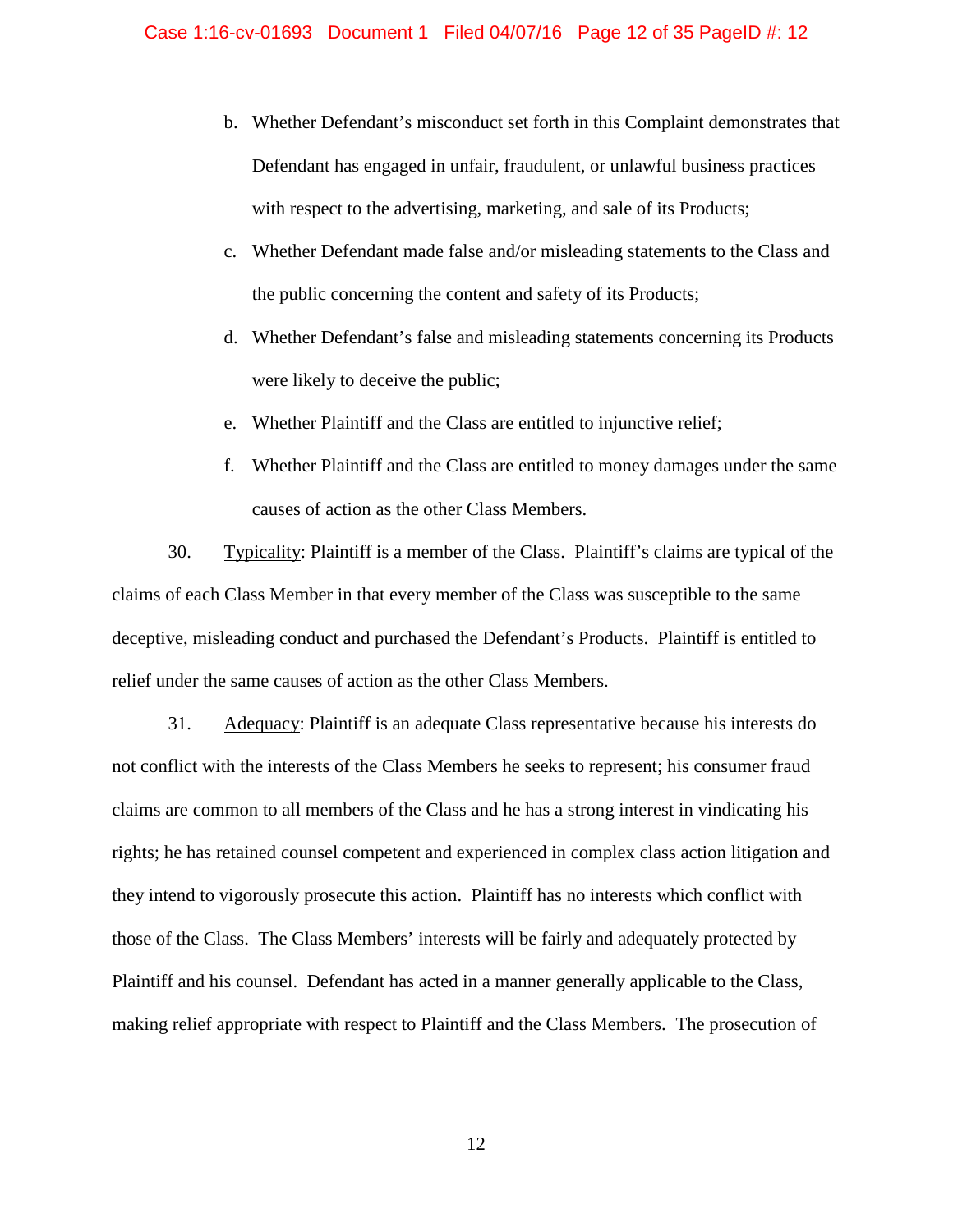b. Whether Defendant's misconduct set forth in this Complaint demonstrates that Defendant has engaged in unfair, fraudulent, or unlawful business practices with respect to the advertising, marketing, and sale of its Products;

c. Whether Defendant made false and/or misleading statements to the Class and the public concerning the content and safety of its Products;

d. Whether Defendant's false and misleading statements concerning its Products were likely to deceive the public;

e. Whether Plaintiff and the Class are entitled to injunctive relief;

f. Whether Plaintiff and the Class are entitled to money damages under the same causes of action as the other Class Members.

30. Typicality: Plaintiff is a member of the Class. Plaintiff's claims are typical of the claims of each Class Member in that every member of the Class was susceptible to the same deceptive, misleading conduct and purchased the Defendant's Products. Plaintiff is entitled to relief under the same causes of action as the other Class Members.

31. Adequacy: Plaintiff is an adequate Class representative because his interests do not conflict with the interests of the Class Members he seeks to represent; his consumer fraud claims are common to all members of the Class and he has a strong interest in vindicating his rights; he has retained counsel competent and experienced in complex class action litigation and they intend to vigorously prosecute this action. Plaintiff has no interests which conflict with those of the Class. The Class Members' interests will be fairly and adequately protected by Plaintiff and his counsel. Defendant has acted in a manner generally applicable to the Class, making relief appropriate with respect to Plaintiff and the Class Members. The prosecution of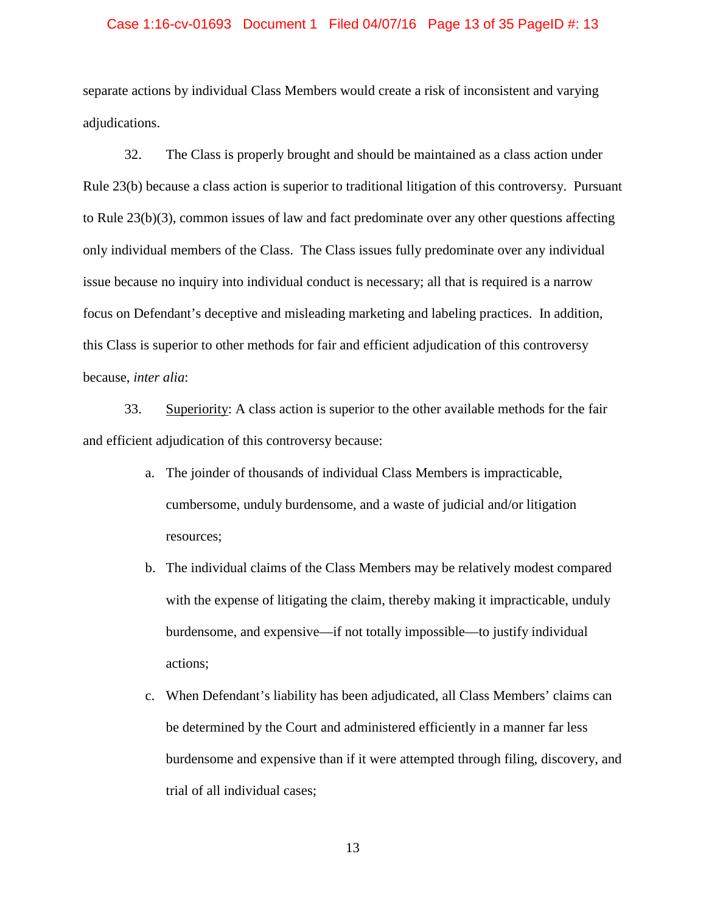separate actions by individual Class Members would create a risk of inconsistent and varying adjudications.

32. The Class is properly brought and should be maintained as a class action under Rule 23(b) because a class action is superior to traditional litigation of this controversy. Pursuant to Rule 23(b)(3), common issues of law and fact predominate over any other questions affecting only individual members of the Class. The Class issues fully predominate over any individual issue because no inquiry into individual conduct is necessary; all that is required is a narrow focus on Defendant's deceptive and misleading marketing and labeling practices. In addition, this Class is superior to other methods for fair and efficient adjudication of this controversy because, *inter alia*:

33. <u>Superiority</u>: A class action is superior to the other available methods for the fair and efficient adjudication of this controversy because:

a. The joinder of thousands of individual Class Members is impracticable, cumbersome, unduly burdensome, and a waste of judicial and/or litigation resources;

b. The individual claims of the Class Members may be relatively modest compared with the expense of litigating the claim, thereby making it impracticable, unduly burdensome, and expensive—if not totally impossible—to justify individual actions;

c. When Defendant's liability has been adjudicated, all Class Members' claims can be determined by the Court and administered efficiently in a manner far less burdensome and expensive than if it were attempted through filing, discovery, and trial of all individual cases;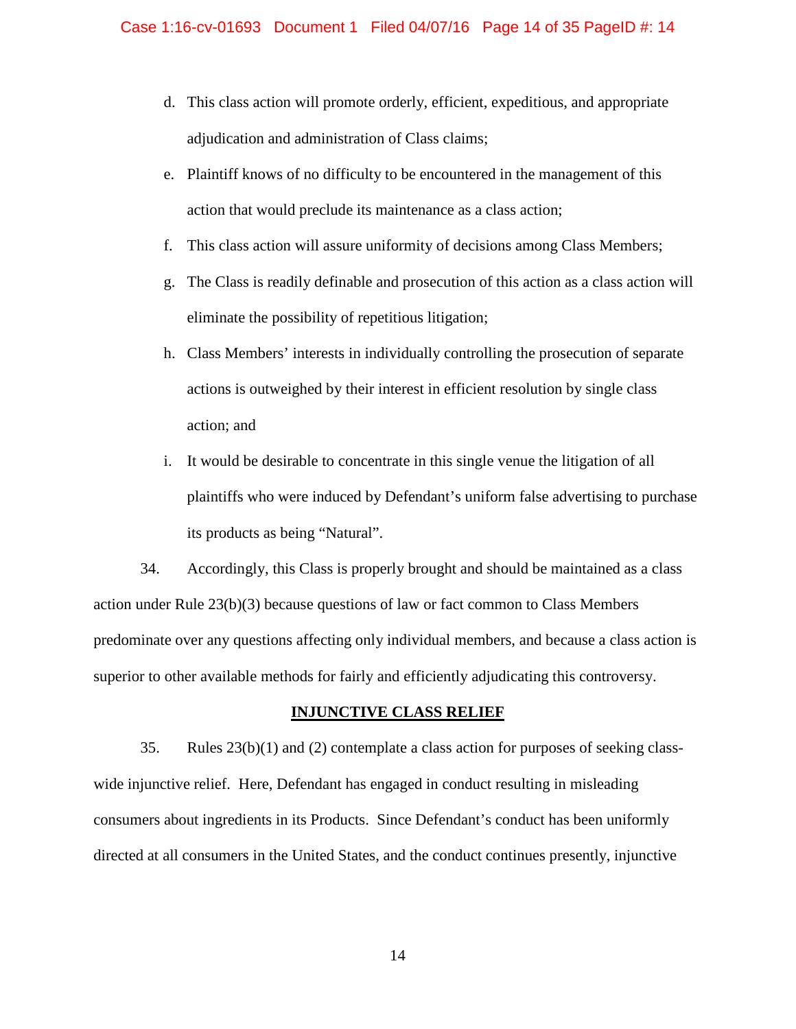d. This class action will promote orderly, efficient, expeditious, and appropriate adjudication and administration of Class claims;

e. Plaintiff knows of no difficulty to be encountered in the management of this action that would preclude its maintenance as a class action;

f. This class action will assure uniformity of decisions among Class Members;

g. The Class is readily definable and prosecution of this action as a class action will eliminate the possibility of repetitious litigation;

h. Class Members' interests in individually controlling the prosecution of separate actions is outweighed by their interest in efficient resolution by single class action; and

i. It would be desirable to concentrate in this single venue the litigation of all plaintiffs who were induced by Defendant's uniform false advertising to purchase its products as being "Natural".

34. Accordingly, this Class is properly brought and should be maintained as a class action under Rule 23(b)(3) because questions of law or fact common to Class Members predominate over any questions affecting only individual members, and because a class action is superior to other available methods for fairly and efficiently adjudicating this controversy.

## INJUNCTIVE CLASS RELIEF

35. Rules 23(b)(1) and (2) contemplate a class action for purposes of seeking class-wide injunctive relief. Here, Defendant has engaged in conduct resulting in misleading consumers about ingredients in its Products. Since Defendant's conduct has been uniformly directed at all consumers in the United States, and the conduct continues presently, injunctive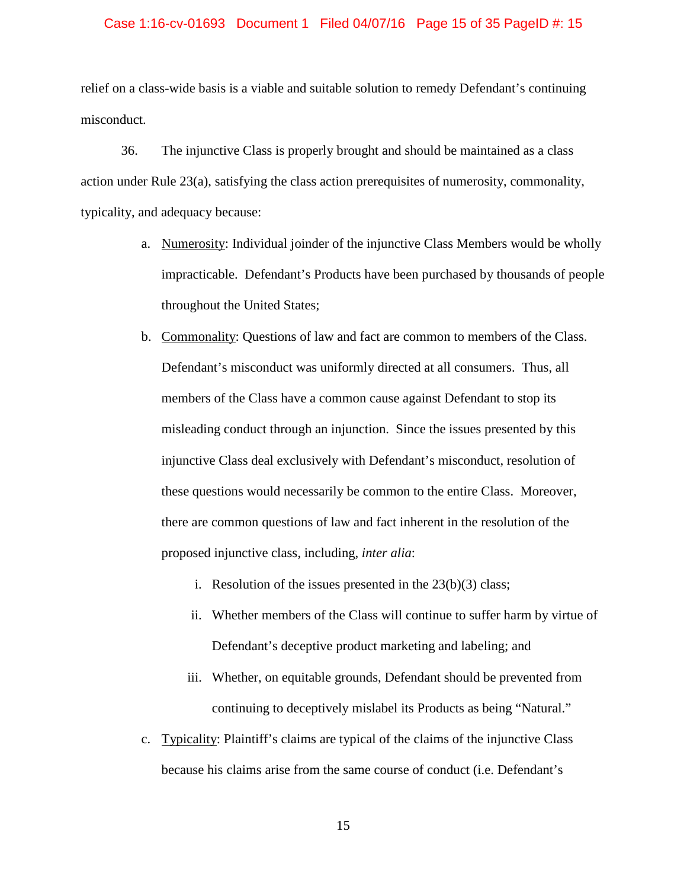relief on a class-wide basis is a viable and suitable solution to remedy Defendant's continuing misconduct.

36. The injunctive Class is properly brought and should be maintained as a class action under Rule 23(a), satisfying the class action prerequisites of numerosity, commonality, typicality, and adequacy because:

a. Numerosity: Individual joinder of the injunctive Class Members would be wholly impracticable. Defendant's Products have been purchased by thousands of people throughout the United States;

b. Commonality: Questions of law and fact are common to members of the Class. Defendant's misconduct was uniformly directed at all consumers. Thus, all members of the Class have a common cause against Defendant to stop its misleading conduct through an injunction. Since the issues presented by this injunctive Class deal exclusively with Defendant's misconduct, resolution of these questions would necessarily be common to the entire Class. Moreover, there are common questions of law and fact inherent in the resolution of the proposed injunctive class, including, *inter alia*:

   i. Resolution of the issues presented in the 23(b)(3) class;

   ii. Whether members of the Class will continue to suffer harm by virtue of Defendant's deceptive product marketing and labeling; and

   iii. Whether, on equitable grounds, Defendant should be prevented from continuing to deceptively mislabel its Products as being "Natural."

c. Typicality: Plaintiff's claims are typical of the claims of the injunctive Class because his claims arise from the same course of conduct (i.e. Defendant's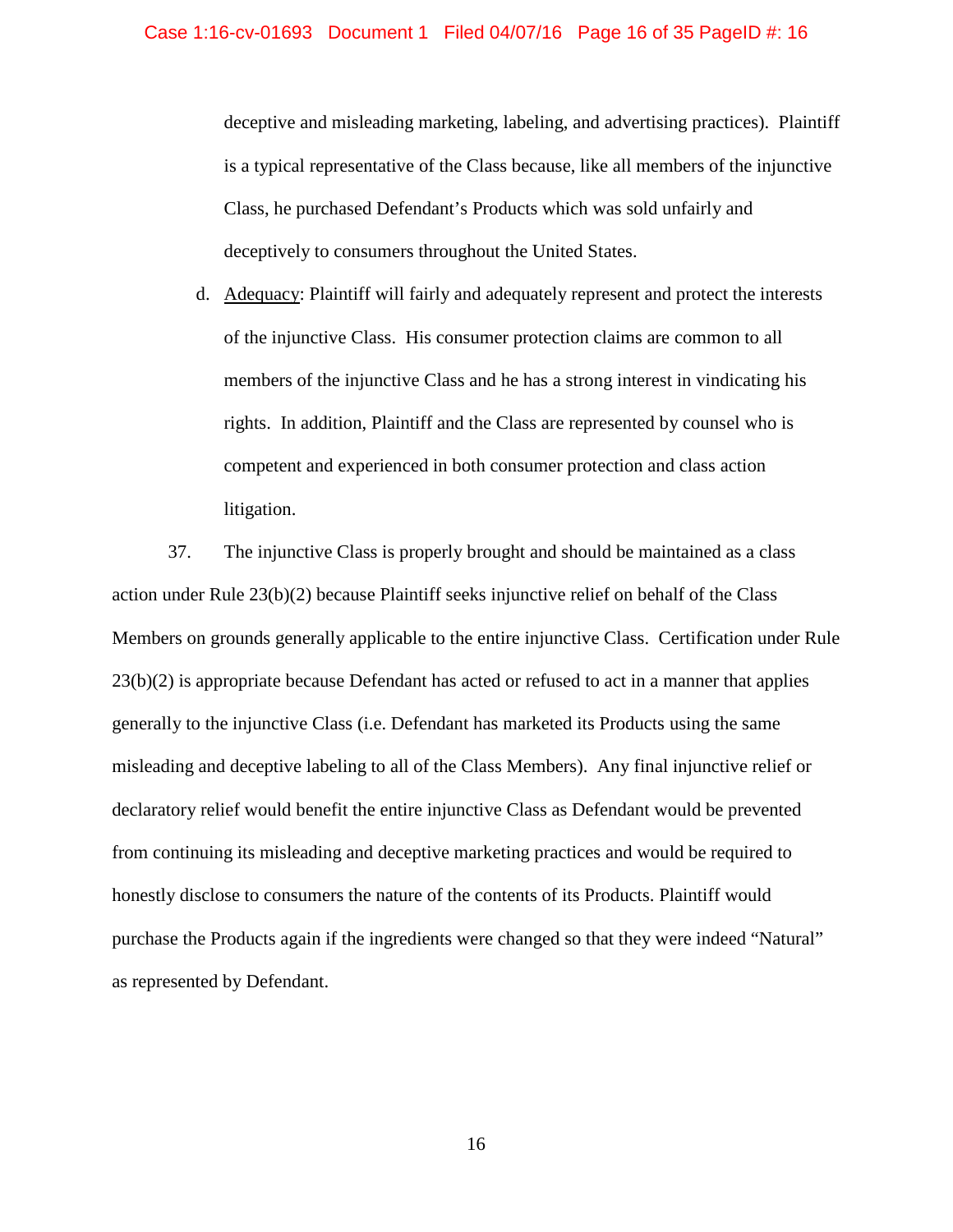deceptive and misleading marketing, labeling, and advertising practices). Plaintiff is a typical representative of the Class because, like all members of the injunctive Class, he purchased Defendant's Products which was sold unfairly and deceptively to consumers throughout the United States.

d. Adequacy: Plaintiff will fairly and adequately represent and protect the interests of the injunctive Class. His consumer protection claims are common to all members of the injunctive Class and he has a strong interest in vindicating his rights. In addition, Plaintiff and the Class are represented by counsel who is competent and experienced in both consumer protection and class action litigation.

37. The injunctive Class is properly brought and should be maintained as a class action under Rule 23(b)(2) because Plaintiff seeks injunctive relief on behalf of the Class Members on grounds generally applicable to the entire injunctive Class. Certification under Rule 23(b)(2) is appropriate because Defendant has acted or refused to act in a manner that applies generally to the injunctive Class (i.e. Defendant has marketed its Products using the same misleading and deceptive labeling to all of the Class Members). Any final injunctive relief or declaratory relief would benefit the entire injunctive Class as Defendant would be prevented from continuing its misleading and deceptive marketing practices and would be required to honestly disclose to consumers the nature of the contents of its Products. Plaintiff would purchase the Products again if the ingredients were changed so that they were indeed "Natural" as represented by Defendant.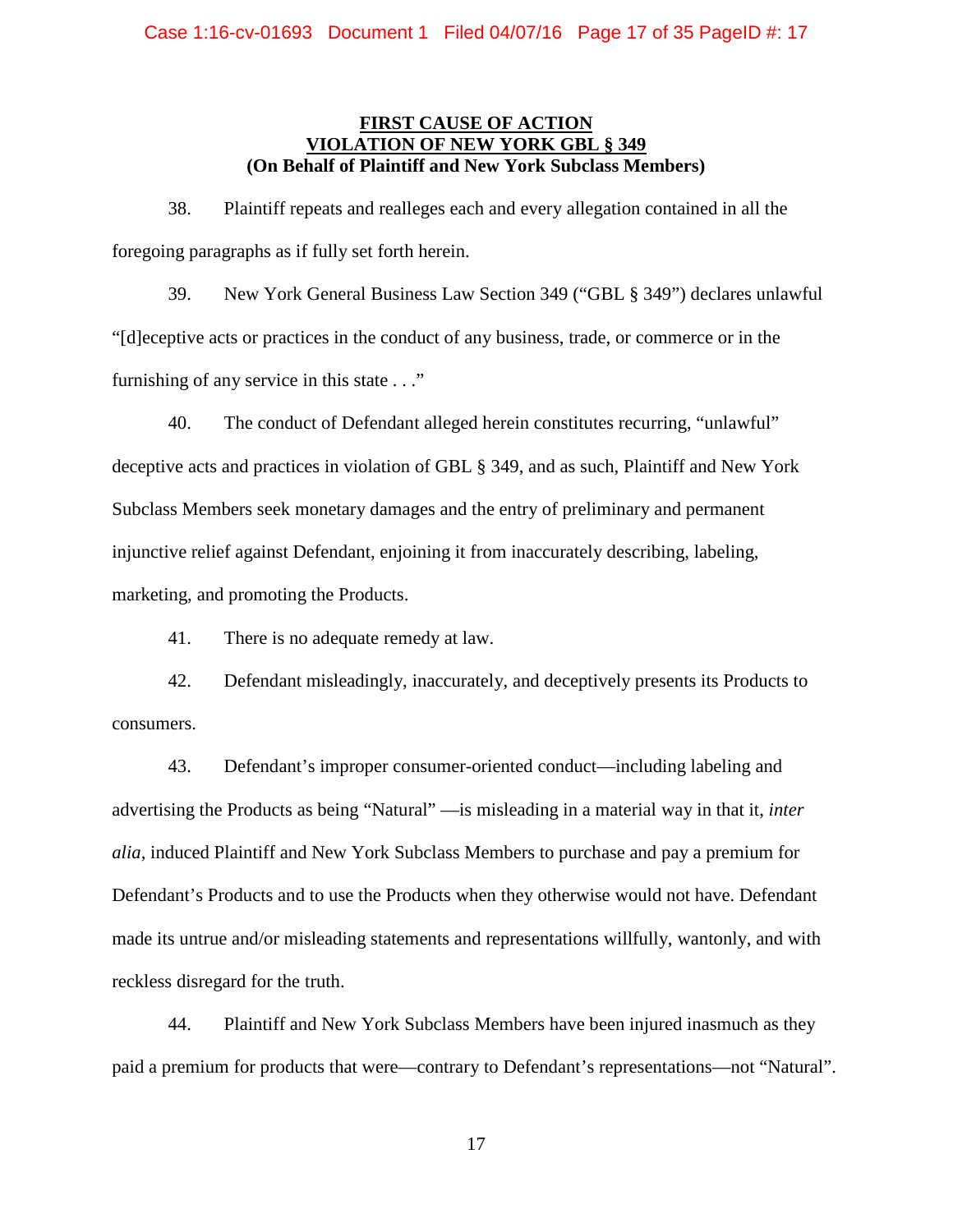**FIRST CAUSE OF ACTION**
**VIOLATION OF NEW YORK GBL § 349**
**(On Behalf of Plaintiff and New York Subclass Members)**

38. Plaintiff repeats and realleges each and every allegation contained in all the foregoing paragraphs as if fully set forth herein.

39. New York General Business Law Section 349 ("GBL § 349") declares unlawful "[d]eceptive acts or practices in the conduct of any business, trade, or commerce or in the furnishing of any service in this state . . ."

40. The conduct of Defendant alleged herein constitutes recurring, "unlawful" deceptive acts and practices in violation of GBL § 349, and as such, Plaintiff and New York Subclass Members seek monetary damages and the entry of preliminary and permanent injunctive relief against Defendant, enjoining it from inaccurately describing, labeling, marketing, and promoting the Products.

41. There is no adequate remedy at law.

42. Defendant misleadingly, inaccurately, and deceptively presents its Products to consumers.

43. Defendant's improper consumer-oriented conduct—including labeling and advertising the Products as being "Natural" —is misleading in a material way in that it, *inter alia*, induced Plaintiff and New York Subclass Members to purchase and pay a premium for Defendant's Products and to use the Products when they otherwise would not have. Defendant made its untrue and/or misleading statements and representations willfully, wantonly, and with reckless disregard for the truth.

44. Plaintiff and New York Subclass Members have been injured inasmuch as they paid a premium for products that were—contrary to Defendant's representations—not "Natural".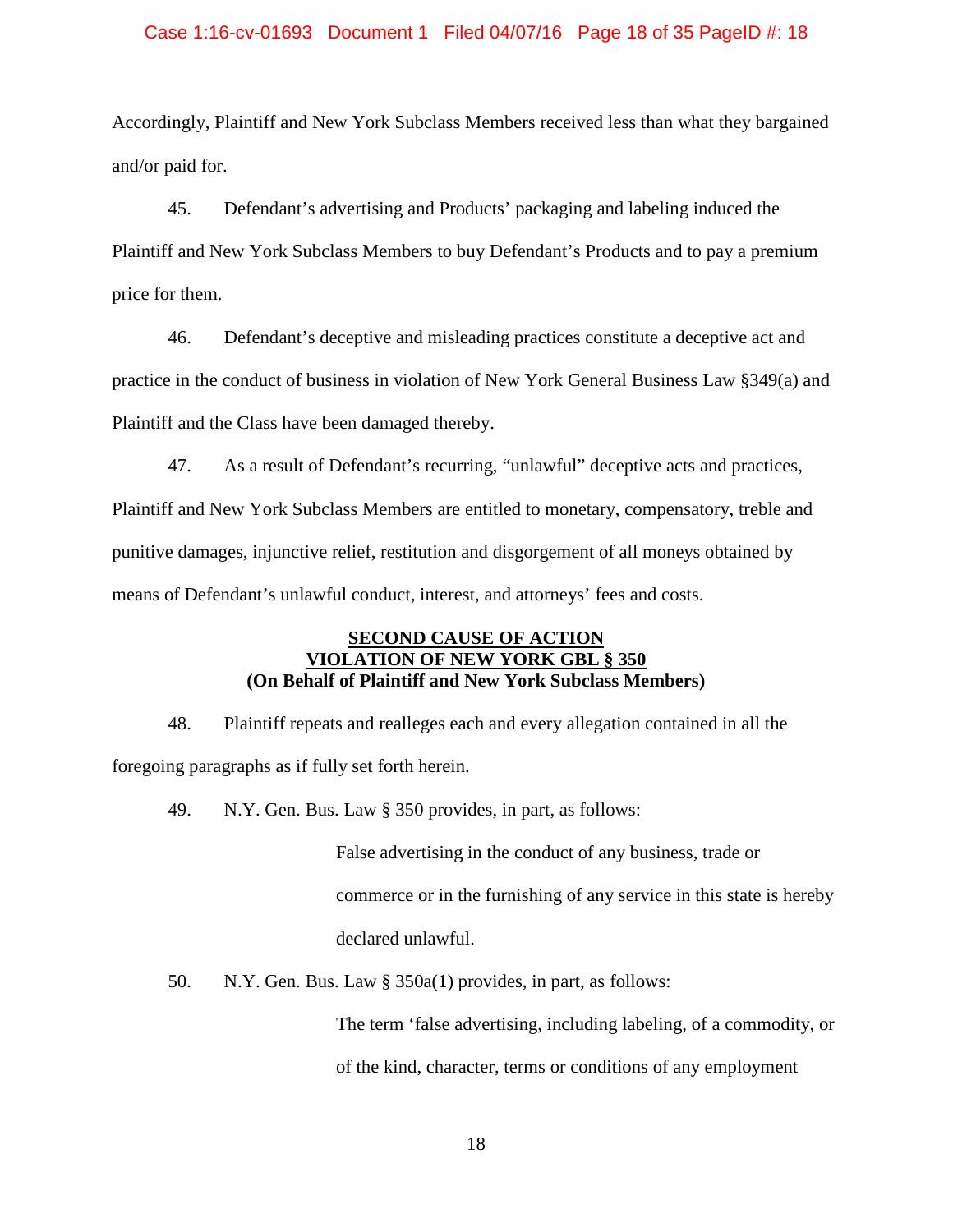Accordingly, Plaintiff and New York Subclass Members received less than what they bargained and/or paid for.

45. Defendant's advertising and Products' packaging and labeling induced the Plaintiff and New York Subclass Members to buy Defendant's Products and to pay a premium price for them.

46. Defendant's deceptive and misleading practices constitute a deceptive act and practice in the conduct of business in violation of New York General Business Law §349(a) and Plaintiff and the Class have been damaged thereby.

47. As a result of Defendant's recurring, "unlawful" deceptive acts and practices, Plaintiff and New York Subclass Members are entitled to monetary, compensatory, treble and punitive damages, injunctive relief, restitution and disgorgement of all moneys obtained by means of Defendant's unlawful conduct, interest, and attorneys' fees and costs.

**SECOND CAUSE OF ACTION**
**VIOLATION OF NEW YORK GBL § 350**
**(On Behalf of Plaintiff and New York Subclass Members)**

48. Plaintiff repeats and realleges each and every allegation contained in all the foregoing paragraphs as if fully set forth herein.

49. N.Y. Gen. Bus. Law § 350 provides, in part, as follows:

> False advertising in the conduct of any business, trade or commerce or in the furnishing of any service in this state is hereby declared unlawful.

50. N.Y. Gen. Bus. Law § 350a(1) provides, in part, as follows:

> The term 'false advertising, including labeling, of a commodity, or of the kind, character, terms or conditions of any employment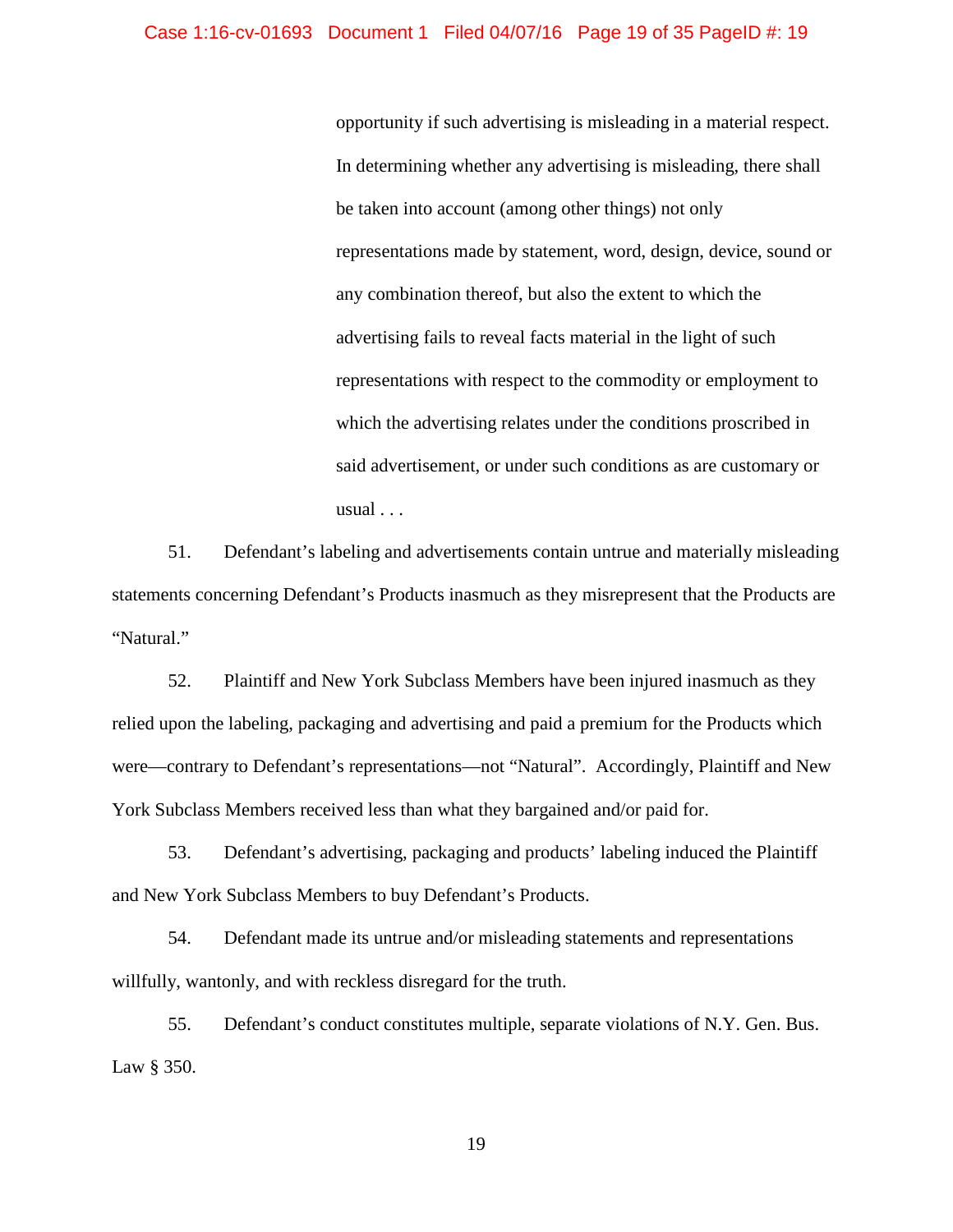> opportunity if such advertising is misleading in a material respect. In determining whether any advertising is misleading, there shall be taken into account (among other things) not only representations made by statement, word, design, device, sound or any combination thereof, but also the extent to which the advertising fails to reveal facts material in the light of such representations with respect to the commodity or employment to which the advertising relates under the conditions proscribed in said advertisement, or under such conditions as are customary or usual . . .

51. Defendant's labeling and advertisements contain untrue and materially misleading statements concerning Defendant's Products inasmuch as they misrepresent that the Products are "Natural."

52. Plaintiff and New York Subclass Members have been injured inasmuch as they relied upon the labeling, packaging and advertising and paid a premium for the Products which were—contrary to Defendant's representations—not "Natural". Accordingly, Plaintiff and New York Subclass Members received less than what they bargained and/or paid for.

53. Defendant's advertising, packaging and products' labeling induced the Plaintiff and New York Subclass Members to buy Defendant's Products.

54. Defendant made its untrue and/or misleading statements and representations willfully, wantonly, and with reckless disregard for the truth.

55. Defendant's conduct constitutes multiple, separate violations of N.Y. Gen. Bus. Law § 350.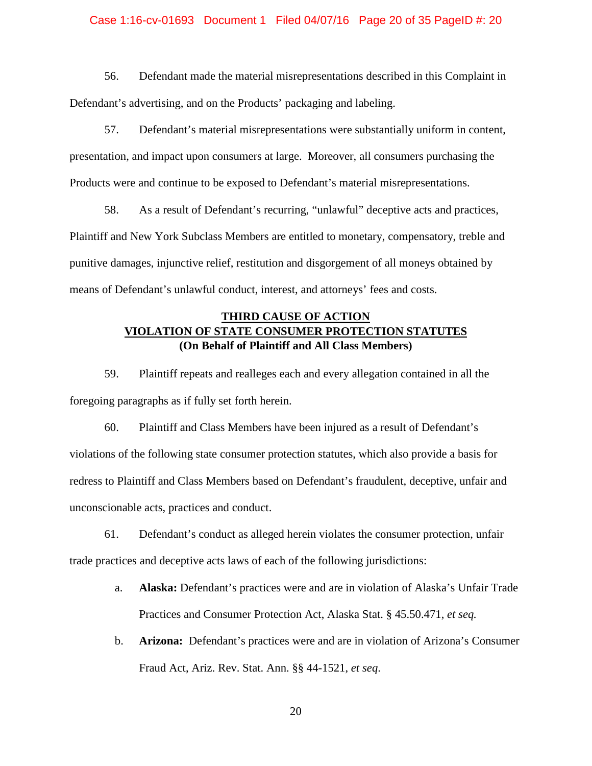56. Defendant made the material misrepresentations described in this Complaint in Defendant's advertising, and on the Products' packaging and labeling.

57. Defendant's material misrepresentations were substantially uniform in content, presentation, and impact upon consumers at large. Moreover, all consumers purchasing the Products were and continue to be exposed to Defendant's material misrepresentations.

58. As a result of Defendant's recurring, "unlawful" deceptive acts and practices, Plaintiff and New York Subclass Members are entitled to monetary, compensatory, treble and punitive damages, injunctive relief, restitution and disgorgement of all moneys obtained by means of Defendant's unlawful conduct, interest, and attorneys' fees and costs.

**THIRD CAUSE OF ACTION**
**VIOLATION OF STATE CONSUMER PROTECTION STATUTES**
**(On Behalf of Plaintiff and All Class Members)**

59. Plaintiff repeats and realleges each and every allegation contained in all the foregoing paragraphs as if fully set forth herein.

60. Plaintiff and Class Members have been injured as a result of Defendant's violations of the following state consumer protection statutes, which also provide a basis for redress to Plaintiff and Class Members based on Defendant's fraudulent, deceptive, unfair and unconscionable acts, practices and conduct.

61. Defendant's conduct as alleged herein violates the consumer protection, unfair trade practices and deceptive acts laws of each of the following jurisdictions:

a. **Alaska:** Defendant's practices were and are in violation of Alaska's Unfair Trade Practices and Consumer Protection Act, Alaska Stat. § 45.50.471, *et seq.*

b. **Arizona:** Defendant's practices were and are in violation of Arizona's Consumer Fraud Act, Ariz. Rev. Stat. Ann. §§ 44-1521, *et seq.*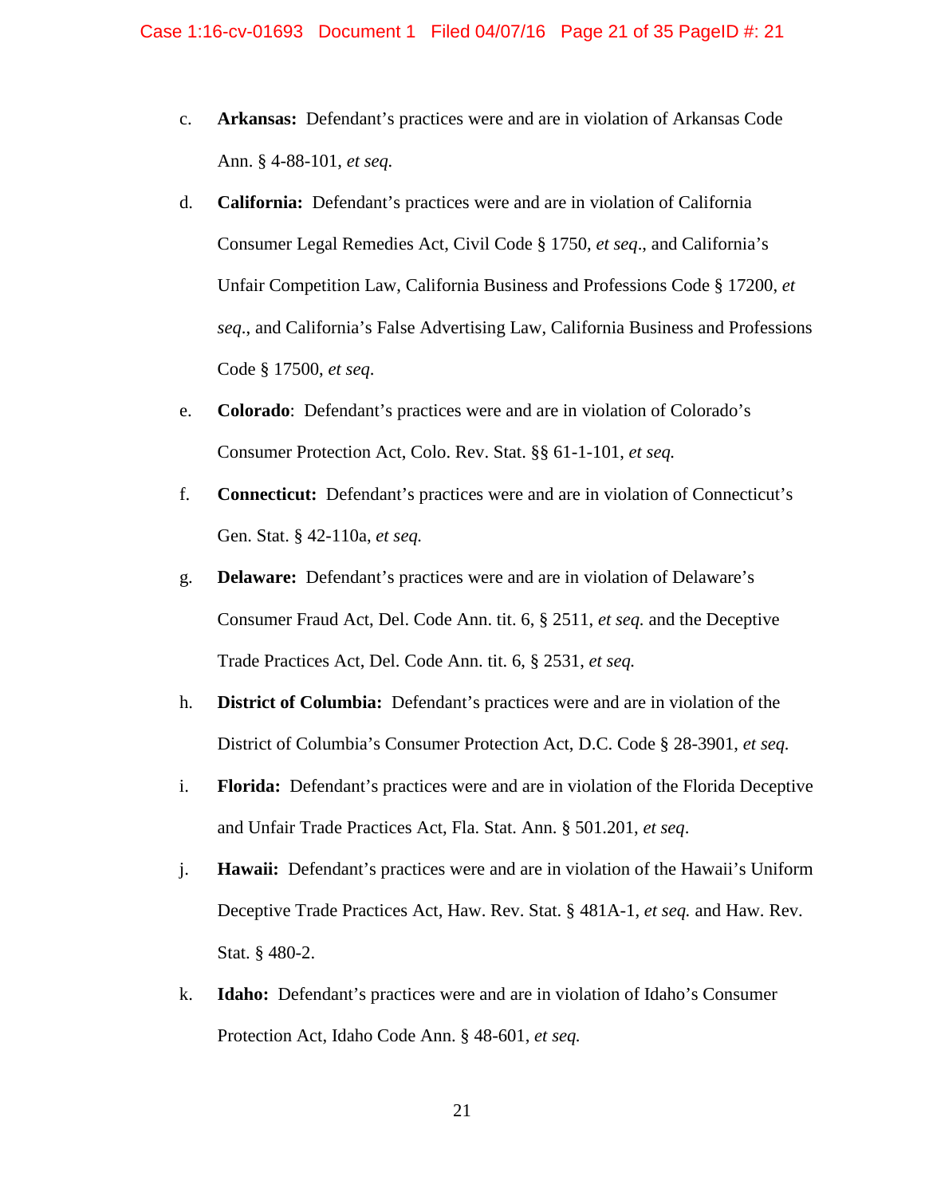c. **Arkansas:** Defendant's practices were and are in violation of Arkansas Code Ann. § 4-88-101, *et seq.*

d. **California:** Defendant's practices were and are in violation of California Consumer Legal Remedies Act, Civil Code § 1750, *et seq*., and California's Unfair Competition Law, California Business and Professions Code § 17200, *et seq*., and California's False Advertising Law, California Business and Professions Code § 17500, *et seq*.

e. **Colorado**: Defendant's practices were and are in violation of Colorado's Consumer Protection Act, Colo. Rev. Stat. §§ 61-1-101, *et seq.*

f. **Connecticut:** Defendant's practices were and are in violation of Connecticut's Gen. Stat. § 42-110a, *et seq.*

g. **Delaware:** Defendant's practices were and are in violation of Delaware's Consumer Fraud Act, Del. Code Ann. tit. 6, § 2511, *et seq.* and the Deceptive Trade Practices Act, Del. Code Ann. tit. 6, § 2531, *et seq.*

h. **District of Columbia:** Defendant's practices were and are in violation of the District of Columbia's Consumer Protection Act, D.C. Code § 28-3901, *et seq.*

i. **Florida:** Defendant's practices were and are in violation of the Florida Deceptive and Unfair Trade Practices Act, Fla. Stat. Ann. § 501.201, *et seq*.

j. **Hawaii:** Defendant's practices were and are in violation of the Hawaii's Uniform Deceptive Trade Practices Act, Haw. Rev. Stat. § 481A-1, *et seq.* and Haw. Rev. Stat. § 480-2.

k. **Idaho:** Defendant's practices were and are in violation of Idaho's Consumer Protection Act, Idaho Code Ann. § 48-601, *et seq.*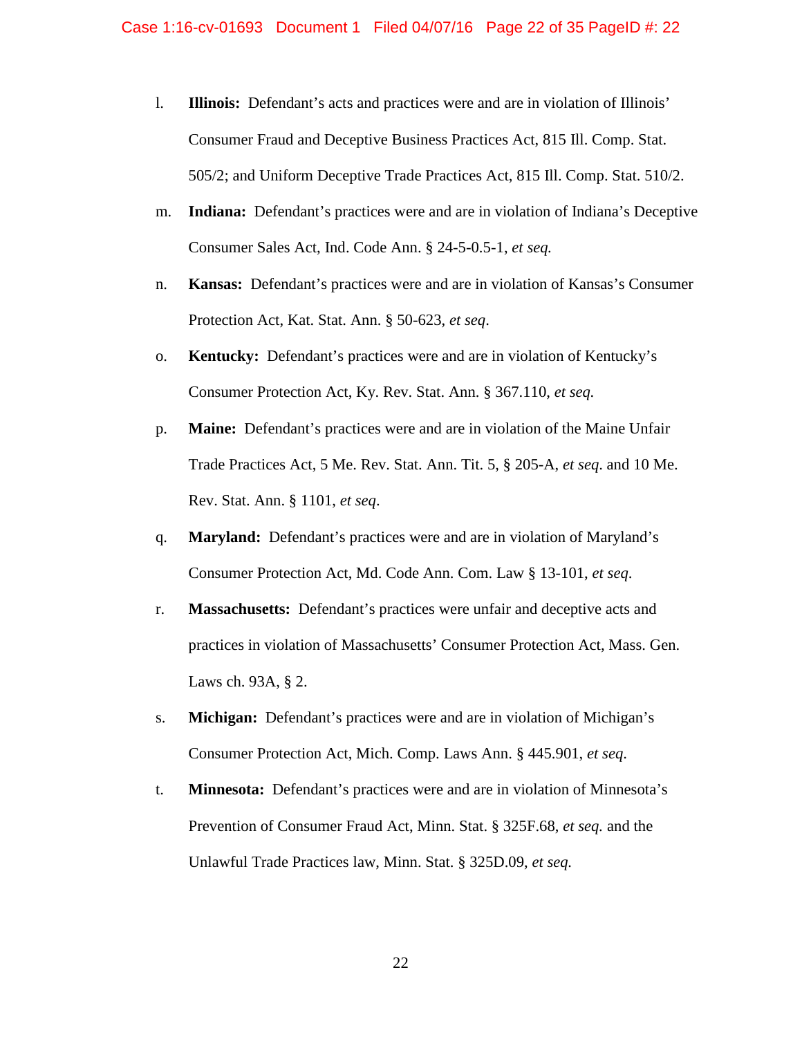l. **Illinois:** Defendant's acts and practices were and are in violation of Illinois' Consumer Fraud and Deceptive Business Practices Act, 815 Ill. Comp. Stat. 505/2; and Uniform Deceptive Trade Practices Act, 815 Ill. Comp. Stat. 510/2.

m. **Indiana:** Defendant's practices were and are in violation of Indiana's Deceptive Consumer Sales Act, Ind. Code Ann. § 24-5-0.5-1, *et seq.*

n. **Kansas:** Defendant's practices were and are in violation of Kansas's Consumer Protection Act, Kat. Stat. Ann. § 50-623, *et seq*.

o. **Kentucky:** Defendant's practices were and are in violation of Kentucky's Consumer Protection Act, Ky. Rev. Stat. Ann. § 367.110, *et seq.*

p. **Maine:** Defendant's practices were and are in violation of the Maine Unfair Trade Practices Act, 5 Me. Rev. Stat. Ann. Tit. 5, § 205-A, *et seq*. and 10 Me. Rev. Stat. Ann. § 1101, *et seq*.

q. **Maryland:** Defendant's practices were and are in violation of Maryland's Consumer Protection Act, Md. Code Ann. Com. Law § 13-101, *et seq*.

r. **Massachusetts:** Defendant's practices were unfair and deceptive acts and practices in violation of Massachusetts' Consumer Protection Act, Mass. Gen. Laws ch. 93A, § 2.

s. **Michigan:** Defendant's practices were and are in violation of Michigan's Consumer Protection Act, Mich. Comp. Laws Ann. § 445.901, *et seq*.

t. **Minnesota:** Defendant's practices were and are in violation of Minnesota's Prevention of Consumer Fraud Act, Minn. Stat. § 325F.68, *et seq.* and the Unlawful Trade Practices law, Minn. Stat. § 325D.09, *et seq.*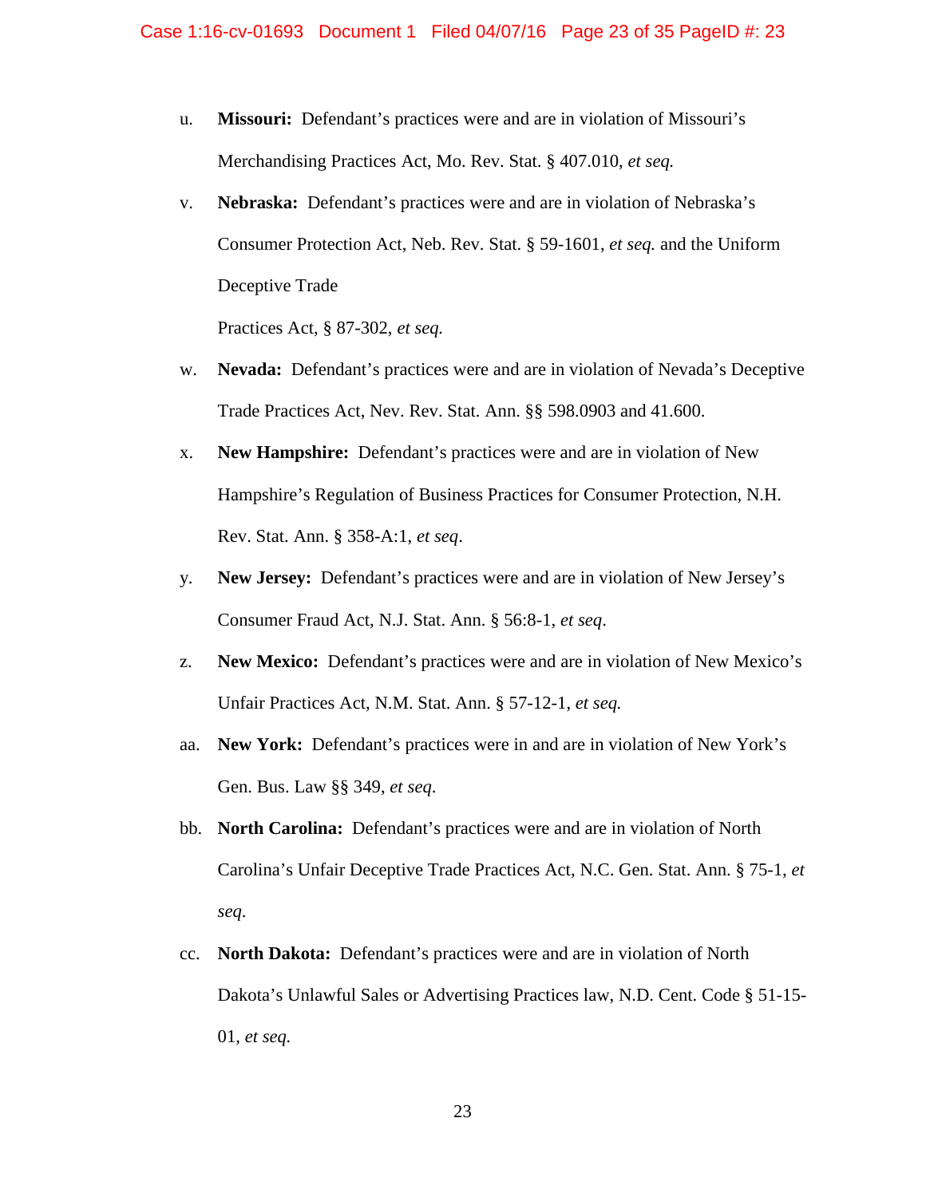u. **Missouri:** Defendant's practices were and are in violation of Missouri's Merchandising Practices Act, Mo. Rev. Stat. § 407.010, *et seq.*

v. **Nebraska:** Defendant's practices were and are in violation of Nebraska's Consumer Protection Act, Neb. Rev. Stat. § 59-1601, *et seq.* and the Uniform Deceptive Trade

Practices Act, § 87-302, *et seq.*

w. **Nevada:** Defendant's practices were and are in violation of Nevada's Deceptive Trade Practices Act, Nev. Rev. Stat. Ann. §§ 598.0903 and 41.600.

x. **New Hampshire:** Defendant's practices were and are in violation of New Hampshire's Regulation of Business Practices for Consumer Protection, N.H. Rev. Stat. Ann. § 358-A:1, *et seq*.

y. **New Jersey:** Defendant's practices were and are in violation of New Jersey's Consumer Fraud Act, N.J. Stat. Ann. § 56:8-1, *et seq*.

z. **New Mexico:** Defendant's practices were and are in violation of New Mexico's Unfair Practices Act, N.M. Stat. Ann. § 57-12-1, *et seq.*

aa. **New York:** Defendant's practices were in and are in violation of New York's Gen. Bus. Law §§ 349, *et seq*.

bb. **North Carolina:** Defendant's practices were and are in violation of North Carolina's Unfair Deceptive Trade Practices Act, N.C. Gen. Stat. Ann. § 75-1, *et seq*.

cc. **North Dakota:** Defendant's practices were and are in violation of North Dakota's Unlawful Sales or Advertising Practices law, N.D. Cent. Code § 51-15-01, *et seq.*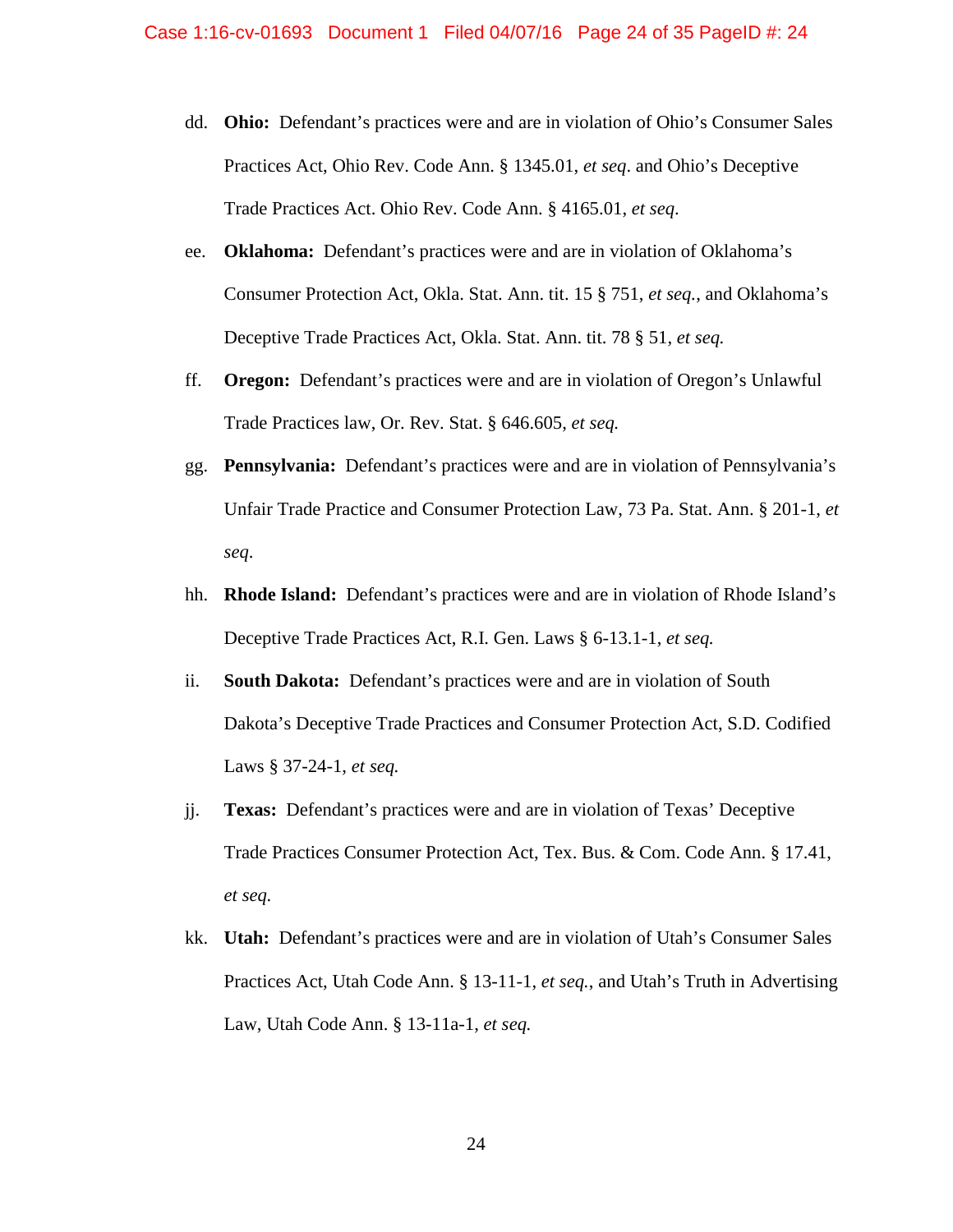dd. **Ohio:** Defendant's practices were and are in violation of Ohio's Consumer Sales Practices Act, Ohio Rev. Code Ann. § 1345.01, *et seq*. and Ohio's Deceptive Trade Practices Act. Ohio Rev. Code Ann. § 4165.01, *et seq*.

ee. **Oklahoma:** Defendant's practices were and are in violation of Oklahoma's Consumer Protection Act, Okla. Stat. Ann. tit. 15 § 751, *et seq.*, and Oklahoma's Deceptive Trade Practices Act, Okla. Stat. Ann. tit. 78 § 51, *et seq.*

ff. **Oregon:** Defendant's practices were and are in violation of Oregon's Unlawful Trade Practices law, Or. Rev. Stat. § 646.605, *et seq.*

gg. **Pennsylvania:** Defendant's practices were and are in violation of Pennsylvania's Unfair Trade Practice and Consumer Protection Law, 73 Pa. Stat. Ann. § 201-1, *et seq*.

hh. **Rhode Island:** Defendant's practices were and are in violation of Rhode Island's Deceptive Trade Practices Act, R.I. Gen. Laws § 6-13.1-1, *et seq.*

ii. **South Dakota:** Defendant's practices were and are in violation of South Dakota's Deceptive Trade Practices and Consumer Protection Act, S.D. Codified Laws § 37-24-1, *et seq.*

jj. **Texas:** Defendant's practices were and are in violation of Texas' Deceptive Trade Practices Consumer Protection Act, Tex. Bus. & Com. Code Ann. § 17.41, *et seq.*

kk. **Utah:** Defendant's practices were and are in violation of Utah's Consumer Sales Practices Act, Utah Code Ann. § 13-11-1, *et seq.*, and Utah's Truth in Advertising Law, Utah Code Ann. § 13-11a-1, *et seq.*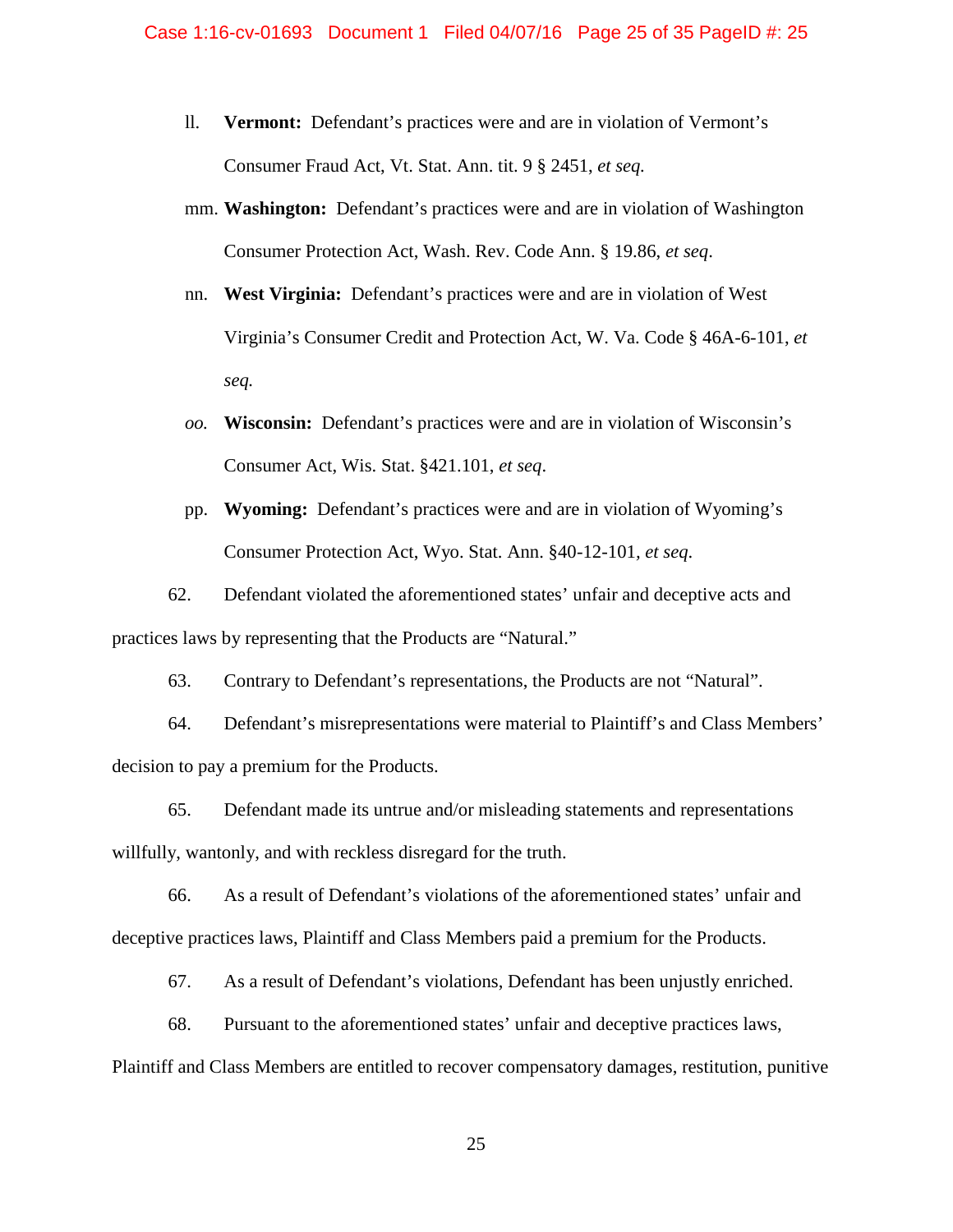ll. **Vermont:** Defendant's practices were and are in violation of Vermont's Consumer Fraud Act, Vt. Stat. Ann. tit. 9 § 2451, *et seq.*

mm. **Washington:** Defendant's practices were and are in violation of Washington Consumer Protection Act, Wash. Rev. Code Ann. § 19.86, *et seq*.

nn. **West Virginia:** Defendant's practices were and are in violation of West Virginia's Consumer Credit and Protection Act, W. Va. Code § 46A-6-101, *et seq.*

*oo.* **Wisconsin:** Defendant's practices were and are in violation of Wisconsin's Consumer Act, Wis. Stat. §421.101, *et seq*.

pp. **Wyoming:** Defendant's practices were and are in violation of Wyoming's Consumer Protection Act, Wyo. Stat. Ann. §40-12-101, *et seq*.

62. Defendant violated the aforementioned states' unfair and deceptive acts and practices laws by representing that the Products are "Natural."

63. Contrary to Defendant's representations, the Products are not "Natural".

64. Defendant's misrepresentations were material to Plaintiff's and Class Members' decision to pay a premium for the Products.

65. Defendant made its untrue and/or misleading statements and representations willfully, wantonly, and with reckless disregard for the truth.

66. As a result of Defendant's violations of the aforementioned states' unfair and deceptive practices laws, Plaintiff and Class Members paid a premium for the Products.

67. As a result of Defendant's violations, Defendant has been unjustly enriched.

68. Pursuant to the aforementioned states' unfair and deceptive practices laws, Plaintiff and Class Members are entitled to recover compensatory damages, restitution, punitive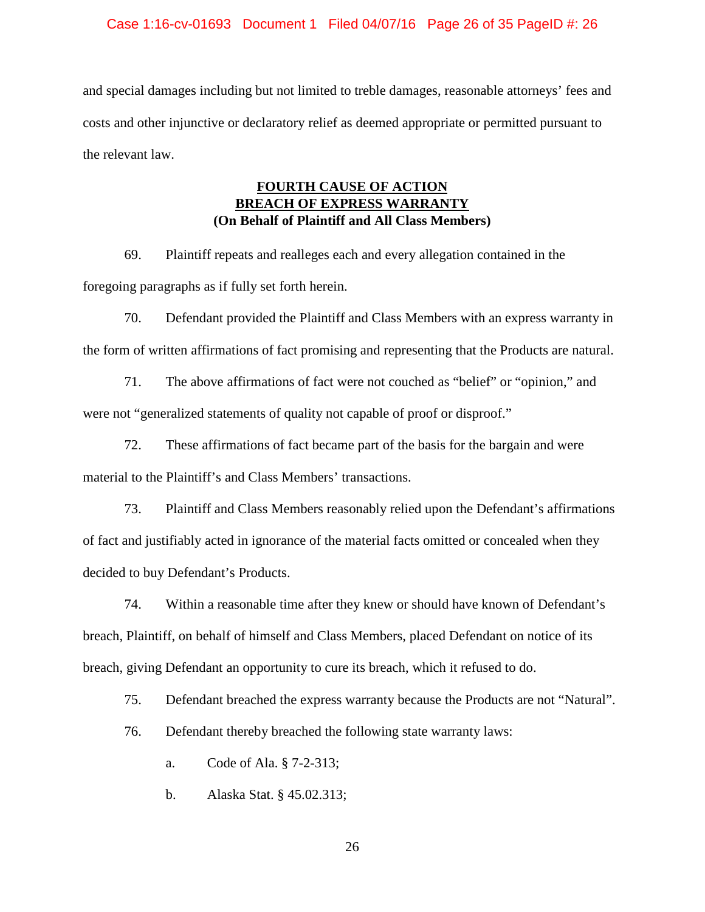and special damages including but not limited to treble damages, reasonable attorneys' fees and costs and other injunctive or declaratory relief as deemed appropriate or permitted pursuant to the relevant law.

**FOURTH CAUSE OF ACTION**
**BREACH OF EXPRESS WARRANTY**
**(On Behalf of Plaintiff and All Class Members)**

69. Plaintiff repeats and realleges each and every allegation contained in the foregoing paragraphs as if fully set forth herein.

70. Defendant provided the Plaintiff and Class Members with an express warranty in the form of written affirmations of fact promising and representing that the Products are natural.

71. The above affirmations of fact were not couched as "belief" or "opinion," and were not "generalized statements of quality not capable of proof or disproof."

72. These affirmations of fact became part of the basis for the bargain and were material to the Plaintiff's and Class Members' transactions.

73. Plaintiff and Class Members reasonably relied upon the Defendant's affirmations of fact and justifiably acted in ignorance of the material facts omitted or concealed when they decided to buy Defendant's Products.

74. Within a reasonable time after they knew or should have known of Defendant's breach, Plaintiff, on behalf of himself and Class Members, placed Defendant on notice of its breach, giving Defendant an opportunity to cure its breach, which it refused to do.

75. Defendant breached the express warranty because the Products are not "Natural".

76. Defendant thereby breached the following state warranty laws:

a. Code of Ala. § 7-2-313;

b. Alaska Stat. § 45.02.313;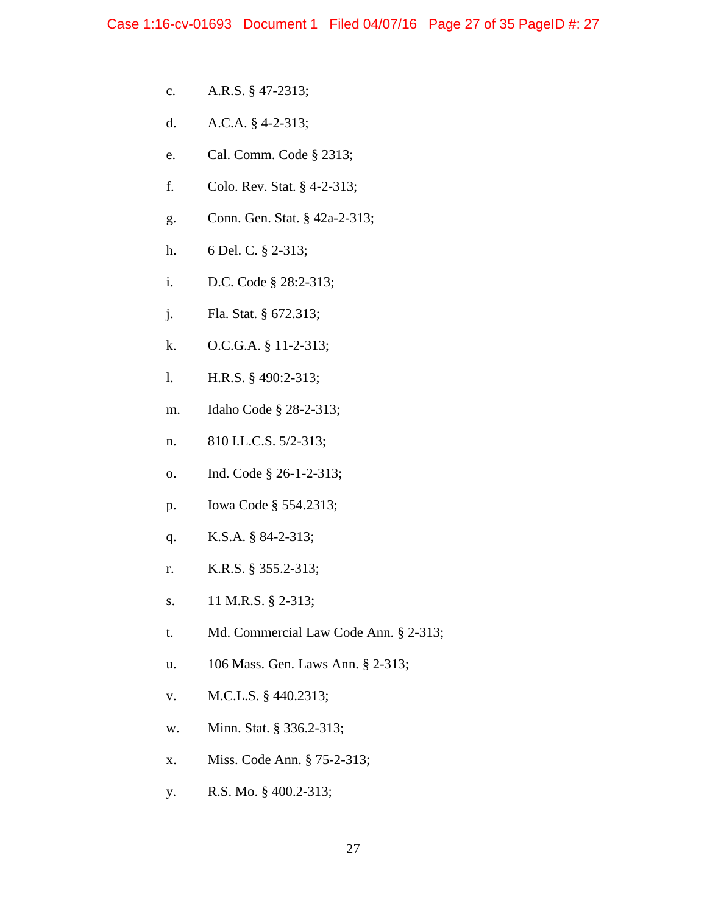c. A.R.S. § 47-2313;

d. A.C.A. § 4-2-313;

e. Cal. Comm. Code § 2313;

f. Colo. Rev. Stat. § 4-2-313;

g. Conn. Gen. Stat. § 42a-2-313;

h. 6 Del. C. § 2-313;

i. D.C. Code § 28:2-313;

j. Fla. Stat. § 672.313;

k. O.C.G.A. § 11-2-313;

l. H.R.S. § 490:2-313;

m. Idaho Code § 28-2-313;

n. 810 I.L.C.S. 5/2-313;

o. Ind. Code § 26-1-2-313;

p. Iowa Code § 554.2313;

q. K.S.A. § 84-2-313;

r. K.R.S. § 355.2-313;

s. 11 M.R.S. § 2-313;

t. Md. Commercial Law Code Ann. § 2-313;

u. 106 Mass. Gen. Laws Ann. § 2-313;

v. M.C.L.S. § 440.2313;

w. Minn. Stat. § 336.2-313;

x. Miss. Code Ann. § 75-2-313;

y. R.S. Mo. § 400.2-313;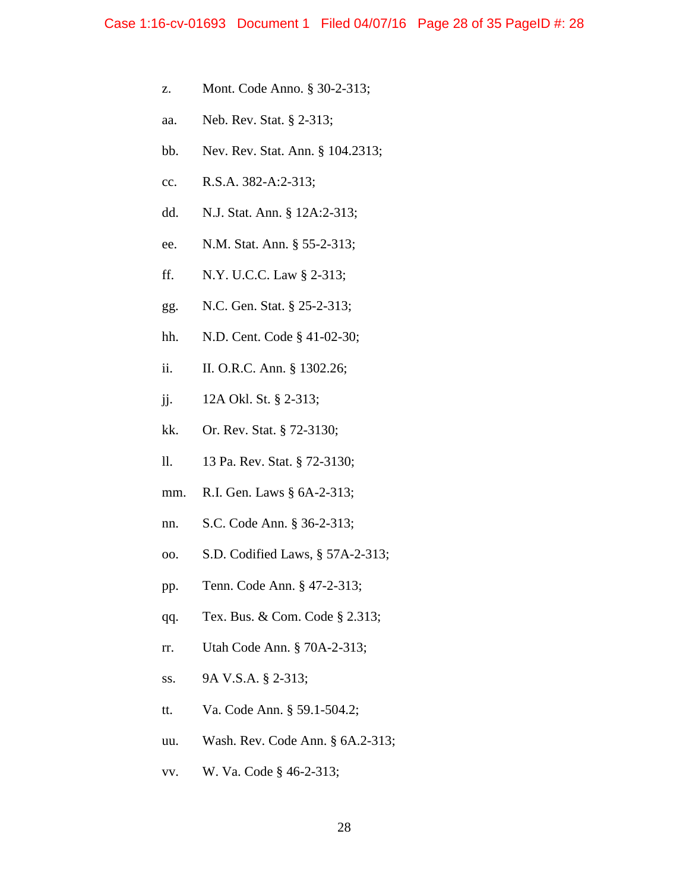z. Mont. Code Anno. § 30-2-313;

aa. Neb. Rev. Stat. § 2-313;

bb. Nev. Rev. Stat. Ann. § 104.2313;

cc. R.S.A. 382-A:2-313;

dd. N.J. Stat. Ann. § 12A:2-313;

ee. N.M. Stat. Ann. § 55-2-313;

ff. N.Y. U.C.C. Law § 2-313;

gg. N.C. Gen. Stat. § 25-2-313;

hh. N.D. Cent. Code § 41-02-30;

ii. II. O.R.C. Ann. § 1302.26;

jj. 12A Okl. St. § 2-313;

kk. Or. Rev. Stat. § 72-3130;

ll. 13 Pa. Rev. Stat. § 72-3130;

mm. R.I. Gen. Laws § 6A-2-313;

nn. S.C. Code Ann. § 36-2-313;

oo. S.D. Codified Laws, § 57A-2-313;

pp. Tenn. Code Ann. § 47-2-313;

qq. Tex. Bus. & Com. Code § 2.313;

rr. Utah Code Ann. § 70A-2-313;

ss. 9A V.S.A. § 2-313;

tt. Va. Code Ann. § 59.1-504.2;

uu. Wash. Rev. Code Ann. § 6A.2-313;

vv. W. Va. Code § 46-2-313;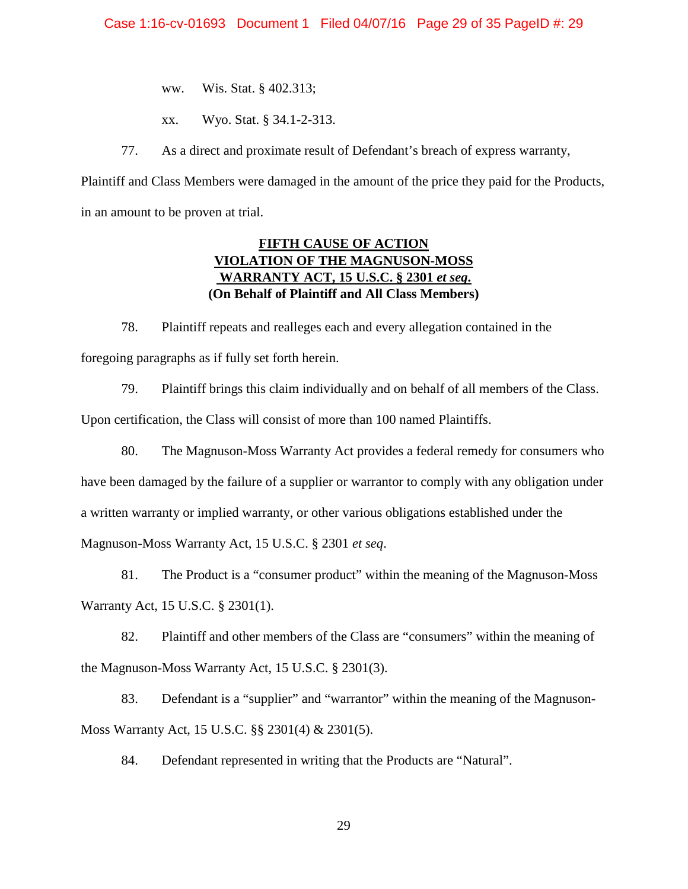ww. Wis. Stat. § 402.313;

xx. Wyo. Stat. § 34.1-2-313.

77. As a direct and proximate result of Defendant's breach of express warranty, Plaintiff and Class Members were damaged in the amount of the price they paid for the Products, in an amount to be proven at trial.

**FIFTH CAUSE OF ACTION**
**VIOLATION OF THE MAGNUSON-MOSS WARRANTY ACT, 15 U.S.C. § 2301 *et seq*.**
**(On Behalf of Plaintiff and All Class Members)**

78. Plaintiff repeats and realleges each and every allegation contained in the foregoing paragraphs as if fully set forth herein.

79. Plaintiff brings this claim individually and on behalf of all members of the Class. Upon certification, the Class will consist of more than 100 named Plaintiffs.

80. The Magnuson-Moss Warranty Act provides a federal remedy for consumers who have been damaged by the failure of a supplier or warrantor to comply with any obligation under a written warranty or implied warranty, or other various obligations established under the Magnuson-Moss Warranty Act, 15 U.S.C. § 2301 *et seq*.

81. The Product is a "consumer product" within the meaning of the Magnuson-Moss Warranty Act, 15 U.S.C. § 2301(1).

82. Plaintiff and other members of the Class are "consumers" within the meaning of the Magnuson-Moss Warranty Act, 15 U.S.C. § 2301(3).

83. Defendant is a "supplier" and "warrantor" within the meaning of the Magnuson-Moss Warranty Act, 15 U.S.C. §§ 2301(4) & 2301(5).

84. Defendant represented in writing that the Products are "Natural".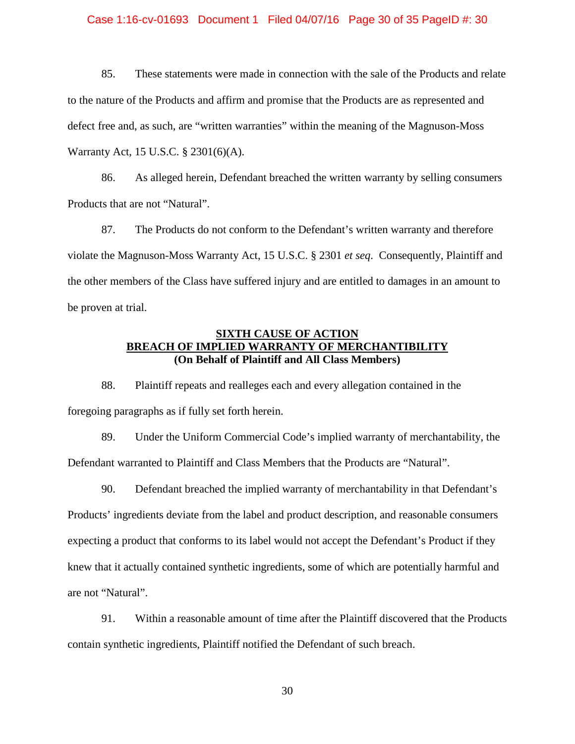85. These statements were made in connection with the sale of the Products and relate to the nature of the Products and affirm and promise that the Products are as represented and defect free and, as such, are "written warranties" within the meaning of the Magnuson-Moss Warranty Act, 15 U.S.C. § 2301(6)(A).

86. As alleged herein, Defendant breached the written warranty by selling consumers Products that are not "Natural".

87. The Products do not conform to the Defendant's written warranty and therefore violate the Magnuson-Moss Warranty Act, 15 U.S.C. § 2301 *et seq*. Consequently, Plaintiff and the other members of the Class have suffered injury and are entitled to damages in an amount to be proven at trial.

## SIXTH CAUSE OF ACTION
## BREACH OF IMPLIED WARRANTY OF MERCHANTIBILITY
**(On Behalf of Plaintiff and All Class Members)**

88. Plaintiff repeats and realleges each and every allegation contained in the foregoing paragraphs as if fully set forth herein.

89. Under the Uniform Commercial Code's implied warranty of merchantability, the Defendant warranted to Plaintiff and Class Members that the Products are "Natural".

90. Defendant breached the implied warranty of merchantability in that Defendant's Products' ingredients deviate from the label and product description, and reasonable consumers expecting a product that conforms to its label would not accept the Defendant's Product if they knew that it actually contained synthetic ingredients, some of which are potentially harmful and are not "Natural".

91. Within a reasonable amount of time after the Plaintiff discovered that the Products contain synthetic ingredients, Plaintiff notified the Defendant of such breach.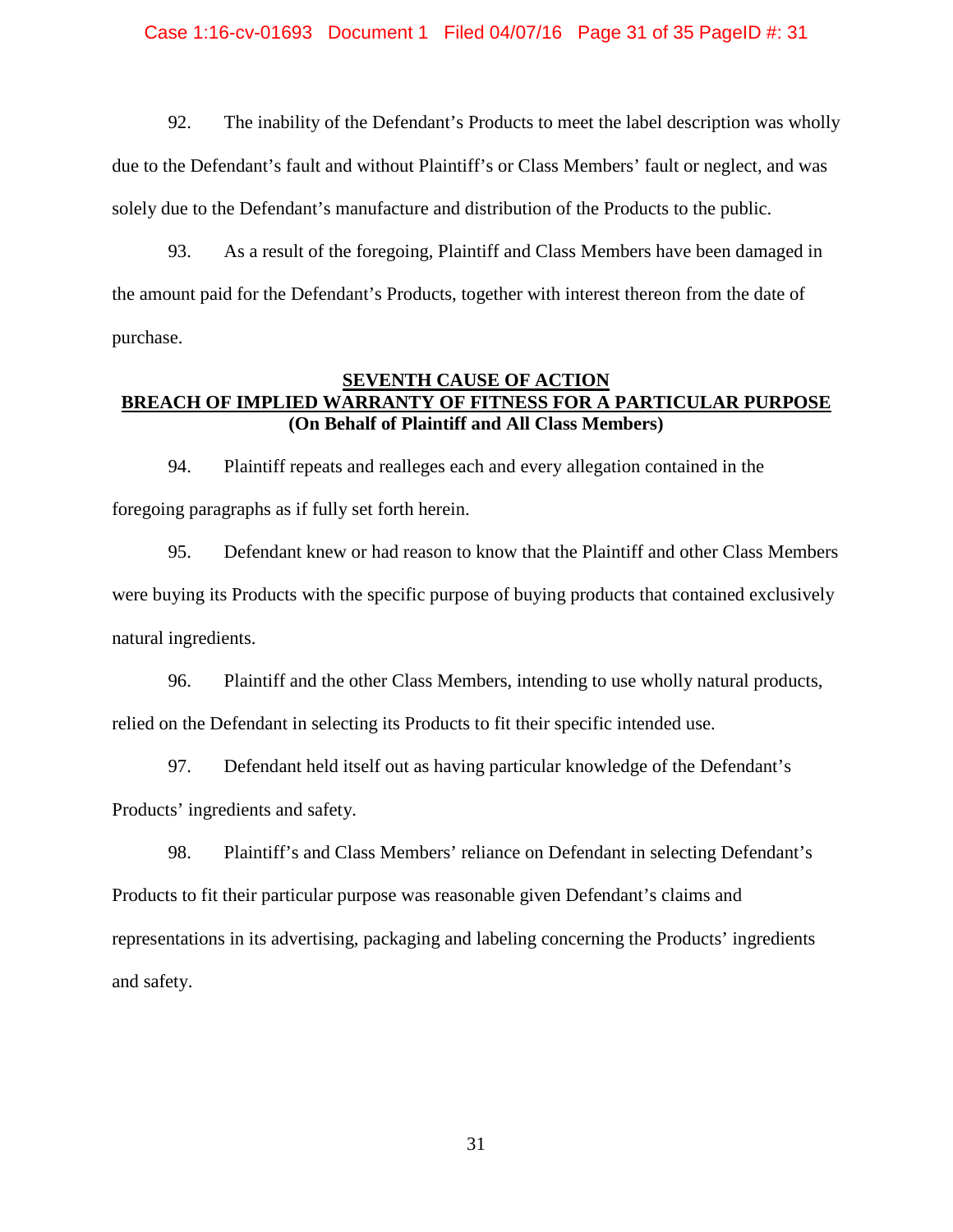92. The inability of the Defendant's Products to meet the label description was wholly due to the Defendant's fault and without Plaintiff's or Class Members' fault or neglect, and was solely due to the Defendant's manufacture and distribution of the Products to the public.

93. As a result of the foregoing, Plaintiff and Class Members have been damaged in the amount paid for the Defendant's Products, together with interest thereon from the date of purchase.

## SEVENTH CAUSE OF ACTION
## BREACH OF IMPLIED WARRANTY OF FITNESS FOR A PARTICULAR PURPOSE
**(On Behalf of Plaintiff and All Class Members)**

94. Plaintiff repeats and realleges each and every allegation contained in the foregoing paragraphs as if fully set forth herein.

95. Defendant knew or had reason to know that the Plaintiff and other Class Members were buying its Products with the specific purpose of buying products that contained exclusively natural ingredients.

96. Plaintiff and the other Class Members, intending to use wholly natural products, relied on the Defendant in selecting its Products to fit their specific intended use.

97. Defendant held itself out as having particular knowledge of the Defendant's Products' ingredients and safety.

98. Plaintiff's and Class Members' reliance on Defendant in selecting Defendant's Products to fit their particular purpose was reasonable given Defendant's claims and representations in its advertising, packaging and labeling concerning the Products' ingredients and safety.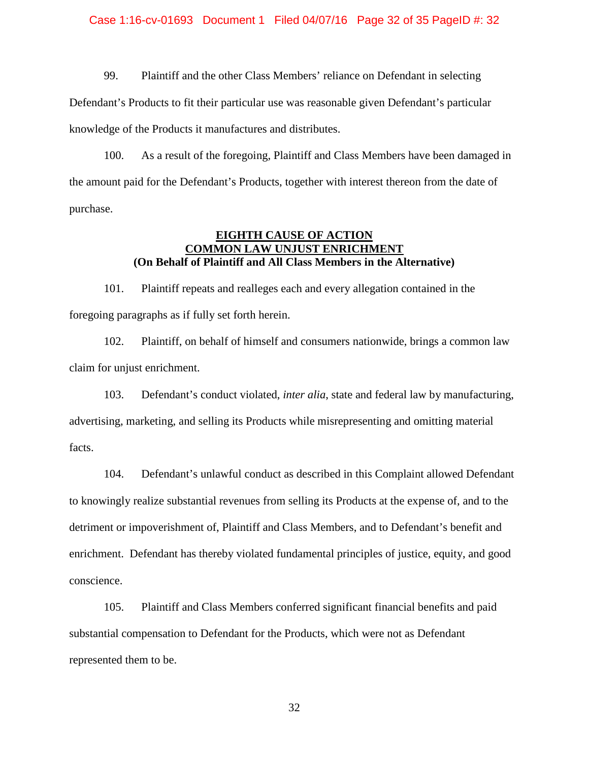99. Plaintiff and the other Class Members' reliance on Defendant in selecting Defendant's Products to fit their particular use was reasonable given Defendant's particular knowledge of the Products it manufactures and distributes.

100. As a result of the foregoing, Plaintiff and Class Members have been damaged in the amount paid for the Defendant's Products, together with interest thereon from the date of purchase.

**EIGHTH CAUSE OF ACTION**
**COMMON LAW UNJUST ENRICHMENT**
**(On Behalf of Plaintiff and All Class Members in the Alternative)**

101. Plaintiff repeats and realleges each and every allegation contained in the foregoing paragraphs as if fully set forth herein.

102. Plaintiff, on behalf of himself and consumers nationwide, brings a common law claim for unjust enrichment.

103. Defendant's conduct violated, *inter alia*, state and federal law by manufacturing, advertising, marketing, and selling its Products while misrepresenting and omitting material facts.

104. Defendant's unlawful conduct as described in this Complaint allowed Defendant to knowingly realize substantial revenues from selling its Products at the expense of, and to the detriment or impoverishment of, Plaintiff and Class Members, and to Defendant's benefit and enrichment. Defendant has thereby violated fundamental principles of justice, equity, and good conscience.

105. Plaintiff and Class Members conferred significant financial benefits and paid substantial compensation to Defendant for the Products, which were not as Defendant represented them to be.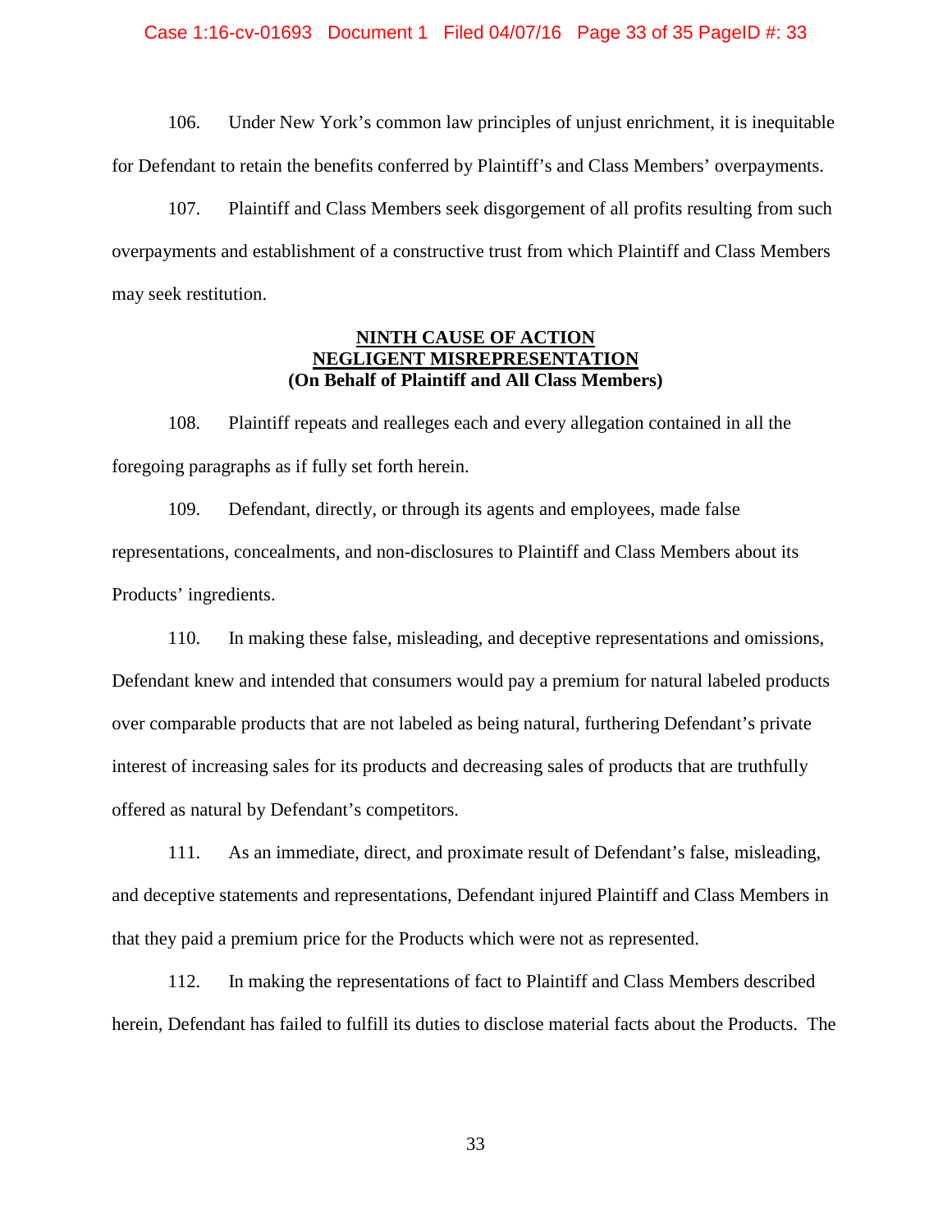106. Under New York's common law principles of unjust enrichment, it is inequitable for Defendant to retain the benefits conferred by Plaintiff's and Class Members' overpayments.

107. Plaintiff and Class Members seek disgorgement of all profits resulting from such overpayments and establishment of a constructive trust from which Plaintiff and Class Members may seek restitution.

**NINTH CAUSE OF ACTION**
**NEGLIGENT MISREPRESENTATION**
**(On Behalf of Plaintiff and All Class Members)**

108. Plaintiff repeats and realleges each and every allegation contained in all the foregoing paragraphs as if fully set forth herein.

109. Defendant, directly, or through its agents and employees, made false representations, concealments, and non-disclosures to Plaintiff and Class Members about its Products' ingredients.

110. In making these false, misleading, and deceptive representations and omissions, Defendant knew and intended that consumers would pay a premium for natural labeled products over comparable products that are not labeled as being natural, furthering Defendant's private interest of increasing sales for its products and decreasing sales of products that are truthfully offered as natural by Defendant's competitors.

111. As an immediate, direct, and proximate result of Defendant's false, misleading, and deceptive statements and representations, Defendant injured Plaintiff and Class Members in that they paid a premium price for the Products which were not as represented.

112. In making the representations of fact to Plaintiff and Class Members described herein, Defendant has failed to fulfill its duties to disclose material facts about the Products. The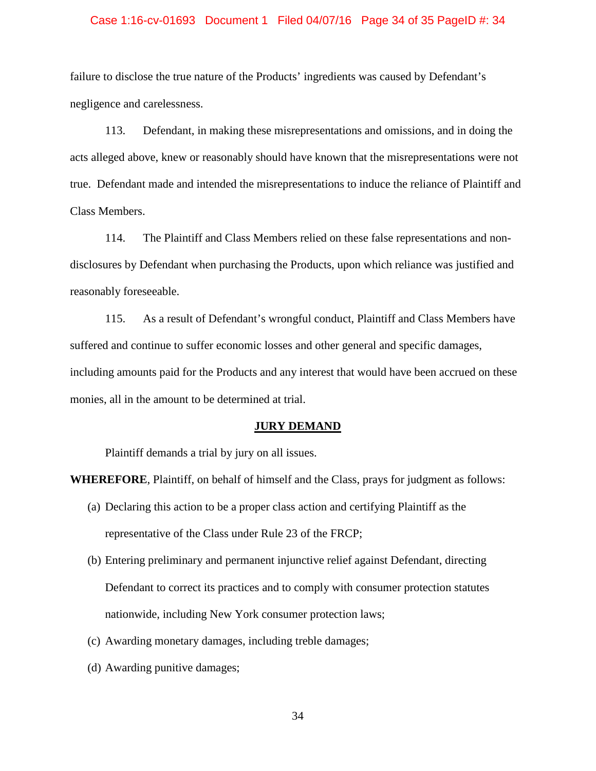failure to disclose the true nature of the Products' ingredients was caused by Defendant's negligence and carelessness.

113. Defendant, in making these misrepresentations and omissions, and in doing the acts alleged above, knew or reasonably should have known that the misrepresentations were not true. Defendant made and intended the misrepresentations to induce the reliance of Plaintiff and Class Members.

114. The Plaintiff and Class Members relied on these false representations and non-disclosures by Defendant when purchasing the Products, upon which reliance was justified and reasonably foreseeable.

115. As a result of Defendant's wrongful conduct, Plaintiff and Class Members have suffered and continue to suffer economic losses and other general and specific damages, including amounts paid for the Products and any interest that would have been accrued on these monies, all in the amount to be determined at trial.

## JURY DEMAND

Plaintiff demands a trial by jury on all issues.

**WHEREFORE**, Plaintiff, on behalf of himself and the Class, prays for judgment as follows:

(a) Declaring this action to be a proper class action and certifying Plaintiff as the representative of the Class under Rule 23 of the FRCP;

(b) Entering preliminary and permanent injunctive relief against Defendant, directing Defendant to correct its practices and to comply with consumer protection statutes nationwide, including New York consumer protection laws;

(c) Awarding monetary damages, including treble damages;

(d) Awarding punitive damages;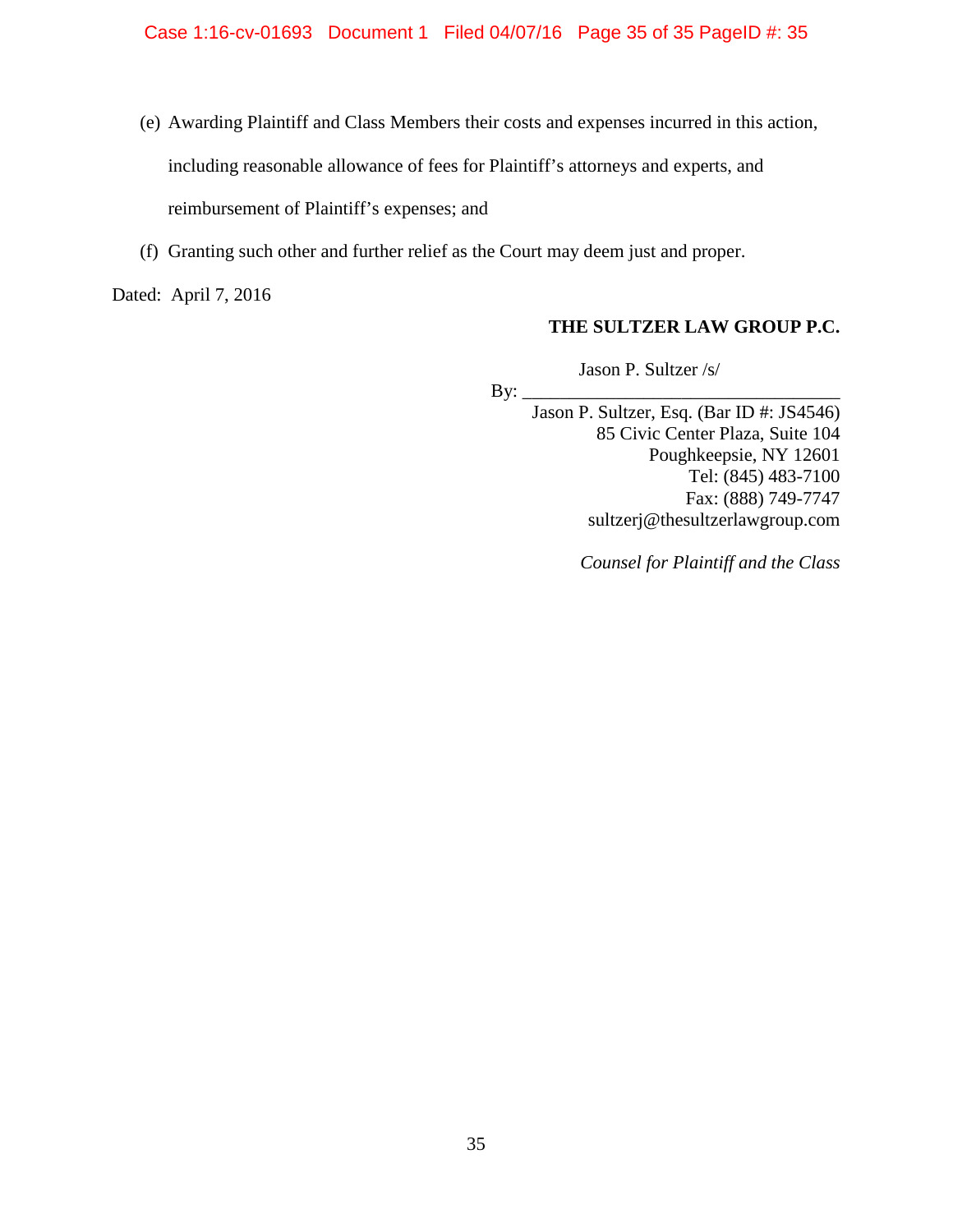(e) Awarding Plaintiff and Class Members their costs and expenses incurred in this action, including reasonable allowance of fees for Plaintiff's attorneys and experts, and reimbursement of Plaintiff's expenses; and

(f) Granting such other and further relief as the Court may deem just and proper.

Dated: April 7, 2016

**THE SULTZER LAW GROUP P.C.**

By: Jason P. Sultzer /s/
Jason P. Sultzer, Esq. (Bar ID #: JS4546)
85 Civic Center Plaza, Suite 104
Poughkeepsie, NY 12601
Tel: (845) 483-7100
Fax: (888) 749-7747
sultzerj@thesultzerlawgroup.com

*Counsel for Plaintiff and the Class*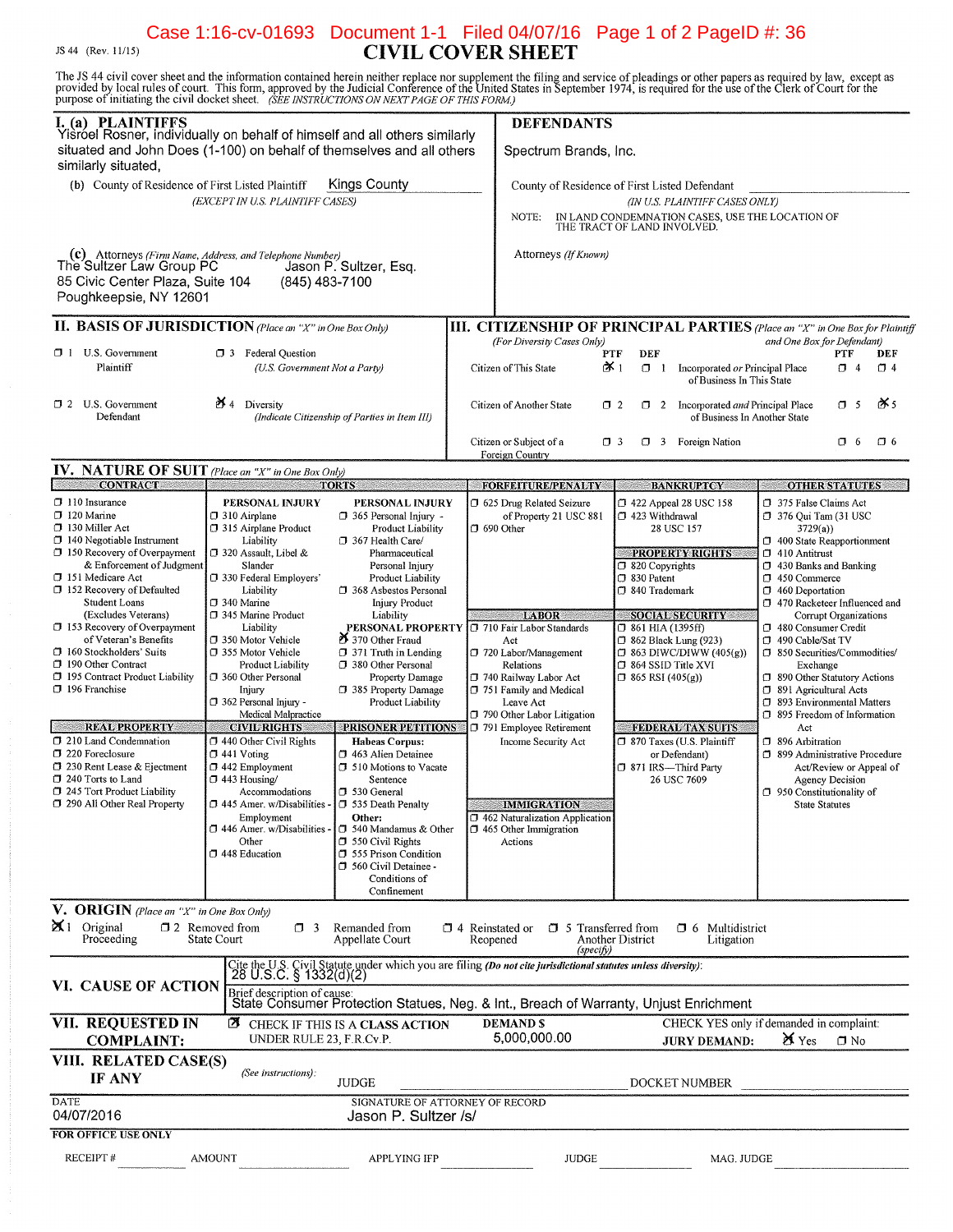Case 1:16-cv-01693 Document 1-1 Filed 04/07/16 Page 1 of 2 PageID #: 36

JS 44 (Rev. 11/15)

# CIVIL COVER SHEET

The JS 44 civil cover sheet and the information contained herein neither replace nor supplement the filing and service of pleadings or other papers as required by law, except as provided by local rules of court. This form, approved by the Judicial Conference of the United States in September 1974, is required for the use of the Clerk of Court for the purpose of initiating the civil docket sheet. *(SEE INSTRUCTIONS ON NEXT PAGE OF THIS FORM.)*

## I. (a) PLAINTIFFS

Yisroel Rosner, individually on behalf of himself and all others similarly situated and John Does (1-100) on behalf of themselves and all others similarly situated,

(b) County of Residence of First Listed Plaintiff: Kings County
*(EXCEPT IN U.S. PLAINTIFF CASES)*

(c) Attorneys *(Firm Name, Address, and Telephone Number)*
The Sultzer Law Group PC, Jason P. Sultzer, Esq.
85 Civic Center Plaza, Suite 104
Poughkeepsie, NY 12601
(845) 483-7100

## DEFENDANTS

Spectrum Brands, Inc.

County of Residence of First Listed Defendant
*(IN U.S. PLAINTIFF CASES ONLY)*

NOTE: IN LAND CONDEMNATION CASES, USE THE LOCATION OF THE TRACT OF LAND INVOLVED.

Attorneys *(If Known)*

## II. BASIS OF JURISDICTION *(Place an "X" in One Box Only)*

- ☐ 1 U.S. Government Plaintiff
- ☐ 3 Federal Question (U.S. Government Not a Party)
- ☐ 2 U.S. Government Defendant
- ☒ 4 Diversity (Indicate Citizenship of Parties in Item III)

## III. CITIZENSHIP OF PRINCIPAL PARTIES *(Place an "X" in One Box for Plaintiff and One Box for Defendant)* (For Diversity Cases Only)

| | PTF | DEF | | PTF | DEF |
|---|---|---|---|---|---|
| Citizen of This State | ☒ 1 | ☐ 1 | Incorporated *or* Principal Place of Business In This State | ☐ 4 | ☐ 4 |
| Citizen of Another State | ☐ 2 | ☐ 2 | Incorporated *and* Principal Place of Business In Another State | ☐ 5 | ☒ 5 |
| Citizen or Subject of a Foreign Country | ☐ 3 | ☐ 3 | Foreign Nation | ☐ 6 | ☐ 6 |

## IV. NATURE OF SUIT *(Place an "X" in One Box Only)*

**CONTRACT**
- ☐ 110 Insurance
- ☐ 120 Marine
- ☐ 130 Miller Act
- ☐ 140 Negotiable Instrument
- ☐ 150 Recovery of Overpayment & Enforcement of Judgment
- ☐ 151 Medicare Act
- ☐ 152 Recovery of Defaulted Student Loans (Excludes Veterans)
- ☐ 153 Recovery of Overpayment of Veteran's Benefits
- ☐ 160 Stockholders' Suits
- ☐ 190 Other Contract
- ☐ 195 Contract Product Liability
- ☐ 196 Franchise

**REAL PROPERTY**
- ☐ 210 Land Condemnation
- ☐ 220 Foreclosure
- ☐ 230 Rent Lease & Ejectment
- ☐ 240 Torts to Land
- ☐ 245 Tort Product Liability
- ☐ 290 All Other Real Property

**TORTS**

PERSONAL INJURY
- ☐ 310 Airplane
- ☐ 315 Airplane Product Liability
- ☐ 320 Assault, Libel & Slander
- ☐ 330 Federal Employers' Liability
- ☐ 340 Marine
- ☐ 345 Marine Product Liability
- ☐ 350 Motor Vehicle
- ☐ 355 Motor Vehicle Product Liability
- ☐ 360 Other Personal Injury
- ☐ 362 Personal Injury - Medical Malpractice

PERSONAL INJURY
- ☐ 365 Personal Injury - Product Liability
- ☐ 367 Health Care/ Pharmaceutical Personal Injury Product Liability
- ☐ 368 Asbestos Personal Injury Product Liability

PERSONAL PROPERTY
- ☒ 370 Other Fraud
- ☐ 371 Truth in Lending
- ☐ 380 Other Personal Property Damage
- ☐ 385 Property Damage Product Liability

**CIVIL RIGHTS**
- ☐ 440 Other Civil Rights
- ☐ 441 Voting
- ☐ 442 Employment
- ☐ 443 Housing/ Accommodations
- ☐ 445 Amer. w/Disabilities - Employment
- ☐ 446 Amer. w/Disabilities - Other
- ☐ 448 Education

**PRISONER PETITIONS**

Habeas Corpus:
- ☐ 463 Alien Detainee
- ☐ 510 Motions to Vacate Sentence
- ☐ 530 General
- ☐ 535 Death Penalty

Other:
- ☐ 540 Mandamus & Other
- ☐ 550 Civil Rights
- ☐ 555 Prison Condition
- ☐ 560 Civil Detainee - Conditions of Confinement

**FORFEITURE/PENALTY**
- ☐ 625 Drug Related Seizure of Property 21 USC 881
- ☐ 690 Other

**LABOR**
- ☐ 710 Fair Labor Standards Act
- ☐ 720 Labor/Management Relations
- ☐ 740 Railway Labor Act
- ☐ 751 Family and Medical Leave Act
- ☐ 790 Other Labor Litigation
- ☐ 791 Employee Retirement Income Security Act

**IMMIGRATION**
- ☐ 462 Naturalization Application
- ☐ 465 Other Immigration Actions

**BANKRUPTCY**
- ☐ 422 Appeal 28 USC 158
- ☐ 423 Withdrawal 28 USC 157

**PROPERTY RIGHTS**
- ☐ 820 Copyrights
- ☐ 830 Patent
- ☐ 840 Trademark

**SOCIAL SECURITY**
- ☐ 861 HIA (1395ff)
- ☐ 862 Black Lung (923)
- ☐ 863 DIWC/DIWW (405(g))
- ☐ 864 SSID Title XVI
- ☐ 865 RSI (405(g))

**FEDERAL TAX SUITS**
- ☐ 870 Taxes (U.S. Plaintiff or Defendant)
- ☐ 871 IRS—Third Party 26 USC 7609

**OTHER STATUTES**
- ☐ 375 False Claims Act
- ☐ 376 Qui Tam (31 USC 3729(a))
- ☐ 400 State Reapportionment
- ☐ 410 Antitrust
- ☐ 430 Banks and Banking
- ☐ 450 Commerce
- ☐ 460 Deportation
- ☐ 470 Racketeer Influenced and Corrupt Organizations
- ☐ 480 Consumer Credit
- ☐ 490 Cable/Sat TV
- ☐ 850 Securities/Commodities/ Exchange
- ☐ 890 Other Statutory Actions
- ☐ 891 Agricultural Acts
- ☐ 893 Environmental Matters
- ☐ 895 Freedom of Information Act
- ☐ 896 Arbitration
- ☐ 899 Administrative Procedure Act/Review or Appeal of Agency Decision
- ☐ 950 Constitutionality of State Statutes

## V. ORIGIN *(Place an "X" in One Box Only)*

- ☒ 1 Original Proceeding
- ☐ 2 Removed from State Court
- ☐ 3 Remanded from Appellate Court
- ☐ 4 Reinstated or Reopened
- ☐ 5 Transferred from Another District *(specify)*
- ☐ 6 Multidistrict Litigation

## VI. CAUSE OF ACTION

Cite the U.S. Civil Statute under which you are filing *(Do not cite jurisdictional statutes unless diversity)*: 28 U.S.C. § 1332(d)(2)

Brief description of cause: State Consumer Protection Statues, Neg. & Int., Breach of Warranty, Unjust Enrichment

## VII. REQUESTED IN COMPLAINT:

☒ CHECK IF THIS IS A CLASS ACTION UNDER RULE 23, F.R.Cv.P.

DEMAND $ 5,000,000.00

CHECK YES only if demanded in complaint: JURY DEMAND: ☒ Yes ☐ No

## VIII. RELATED CASE(S) IF ANY

*(See instructions)*: JUDGE ______ DOCKET NUMBER ______

DATE: 04/07/2016

SIGNATURE OF ATTORNEY OF RECORD: Jason P. Sultzer /s/

**FOR OFFICE USE ONLY**

RECEIPT # ______ AMOUNT ______ APPLYING IFP ______ JUDGE ______ MAG. JUDGE ______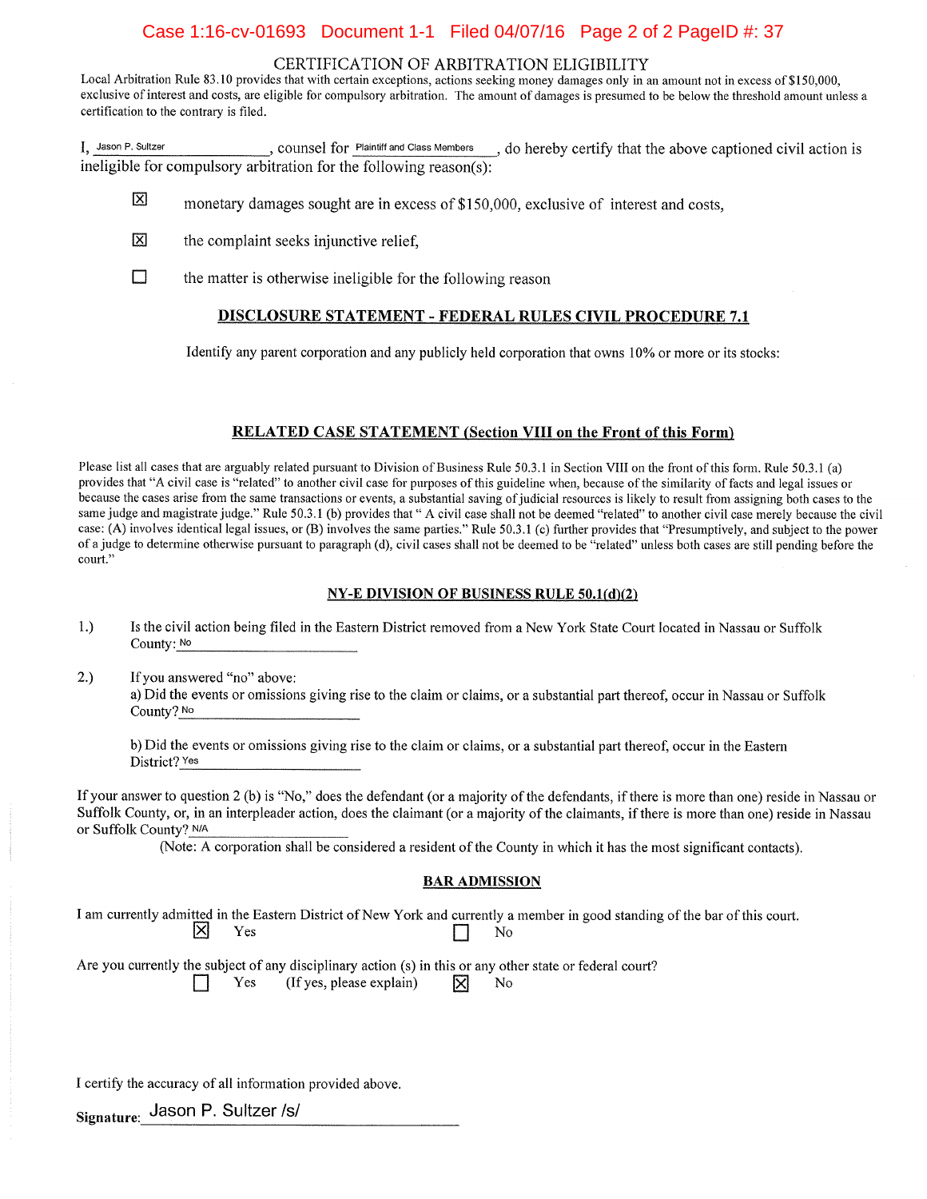## CERTIFICATION OF ARBITRATION ELIGIBILITY

Local Arbitration Rule 83.10 provides that with certain exceptions, actions seeking money damages only in an amount not in excess of $150,000, exclusive of interest and costs, are eligible for compulsory arbitration. The amount of damages is presumed to be below the threshold amount unless a certification to the contrary is filed.

I, Jason P. Sultzer, counsel for Plaintiff and Class Members, do hereby certify that the above captioned civil action is ineligible for compulsory arbitration for the following reason(s):

- ☒ monetary damages sought are in excess of $150,000, exclusive of interest and costs,
- ☒ the complaint seeks injunctive relief,
- ☐ the matter is otherwise ineligible for the following reason

## DISCLOSURE STATEMENT - FEDERAL RULES CIVIL PROCEDURE 7.1

Identify any parent corporation and any publicly held corporation that owns 10% or more or its stocks:

## RELATED CASE STATEMENT (Section VIII on the Front of this Form)

Please list all cases that are arguably related pursuant to Division of Business Rule 50.3.1 in Section VIII on the front of this form. Rule 50.3.1 (a) provides that "A civil case is "related" to another civil case for purposes of this guideline when, because of the similarity of facts and legal issues or because the cases arise from the same transactions or events, a substantial saving of judicial resources is likely to result from assigning both cases to the same judge and magistrate judge." Rule 50.3.1 (b) provides that " A civil case shall not be deemed "related" to another civil case merely because the civil case: (A) involves identical legal issues, or (B) involves the same parties." Rule 50.3.1 (c) further provides that "Presumptively, and subject to the power of a judge to determine otherwise pursuant to paragraph (d), civil cases shall not be deemed to be "related" unless both cases are still pending before the court."

## NY-E DIVISION OF BUSINESS RULE 50.1(d)(2)

1.) Is the civil action being filed in the Eastern District removed from a New York State Court located in Nassau or Suffolk County: No

2.) If you answered "no" above:
a) Did the events or omissions giving rise to the claim or claims, or a substantial part thereof, occur in Nassau or Suffolk County? No

b) Did the events or omissions giving rise to the claim or claims, or a substantial part thereof, occur in the Eastern District? Yes

If your answer to question 2 (b) is "No," does the defendant (or a majority of the defendants, if there is more than one) reside in Nassau or Suffolk County, or, in an interpleader action, does the claimant (or a majority of the claimants, if there is more than one) reside in Nassau or Suffolk County? N/A

(Note: A corporation shall be considered a resident of the County in which it has the most significant contacts).

## BAR ADMISSION

I am currently admitted in the Eastern District of New York and currently a member in good standing of the bar of this court.
☒ Yes ☐ No

Are you currently the subject of any disciplinary action (s) in this or any other state or federal court?
☐ Yes (If yes, please explain) ☒ No

I certify the accuracy of all information provided above.

Signature: Jason P. Sultzer /s/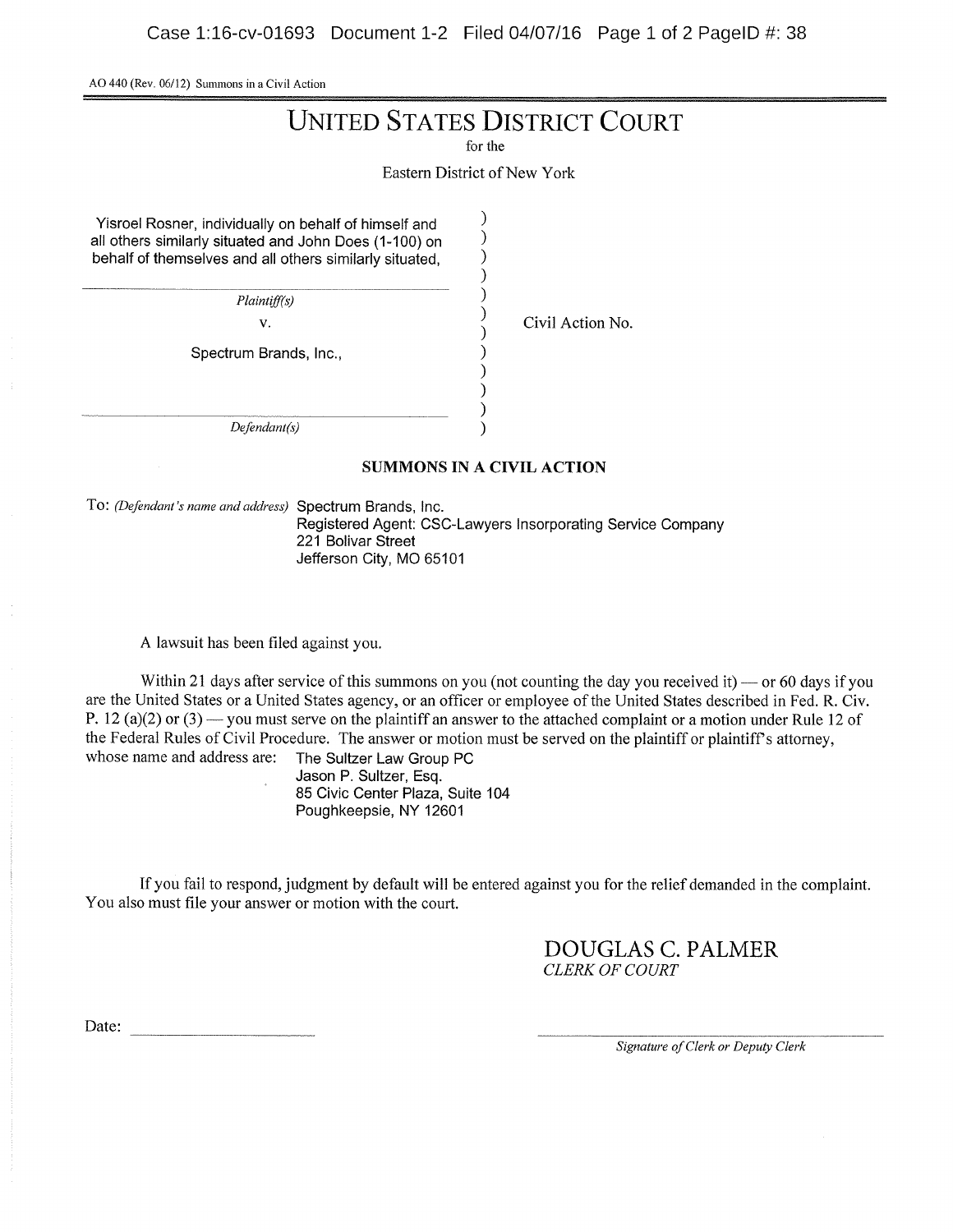AO 440 (Rev. 06/12) Summons in a Civil Action

# UNITED STATES DISTRICT COURT

for the

Eastern District of New York

Yisroel Rosner, individually on behalf of himself and all others similarly situated and John Does (1-100) on behalf of themselves and all others similarly situated,

*Plaintiff(s)*

v.

Spectrum Brands, Inc.,

*Defendant(s)*

Civil Action No.

**SUMMONS IN A CIVIL ACTION**

To: *(Defendant's name and address)* Spectrum Brands, Inc.
Registered Agent: CSC-Lawyers Insorporating Service Company
221 Bolivar Street
Jefferson City, MO 65101

A lawsuit has been filed against you.

Within 21 days after service of this summons on you (not counting the day you received it) — or 60 days if you are the United States or a United States agency, or an officer or employee of the United States described in Fed. R. Civ. P. 12 (a)(2) or (3) — you must serve on the plaintiff an answer to the attached complaint or a motion under Rule 12 of the Federal Rules of Civil Procedure. The answer or motion must be served on the plaintiff or plaintiff's attorney, whose name and address are: The Sultzer Law Group PC
Jason P. Sultzer, Esq.
85 Civic Center Plaza, Suite 104
Poughkeepsie, NY 12601

If you fail to respond, judgment by default will be entered against you for the relief demanded in the complaint. You also must file your answer or motion with the court.

DOUGLAS C. PALMER
*CLERK OF COURT*

Date: ____________________

____________________
*Signature of Clerk or Deputy Clerk*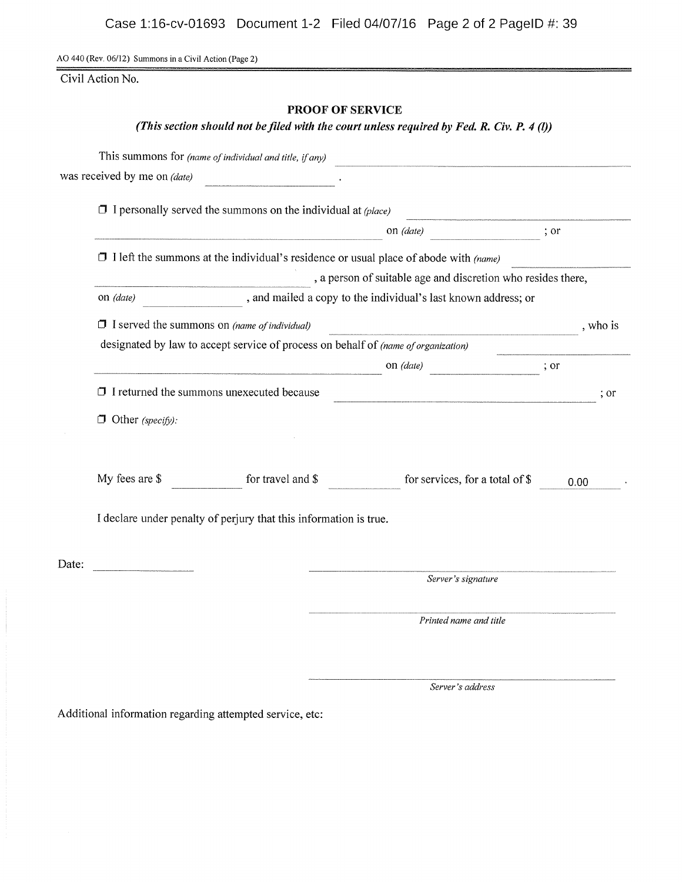AO 440 (Rev. 06/12) Summons in a Civil Action (Page 2)

Civil Action No.

## PROOF OF SERVICE

***(This section should not be filed with the court unless required by Fed. R. Civ. P. 4 (l))***

This summons for *(name of individual and title, if any)* ______________________________
was received by me on *(date)* ______________ .

☐ I personally served the summons on the individual at *(place)* ______________________________
______________________________ on *(date)* ______________ ; or

☐ I left the summons at the individual's residence or usual place of abode with *(name)* ______________
______________________________ , a person of suitable age and discretion who resides there,
on *(date)* ______________ , and mailed a copy to the individual's last known address; or

☐ I served the summons on *(name of individual)* ______________________________ , who is
designated by law to accept service of process on behalf of *(name of organization)* ______________
______________________________ on *(date)* ______________ ; or

☐ I returned the summons unexecuted because ______________________________ ; or

☐ Other *(specify)*:

My fees are $ __________ for travel and $ __________ for services, for a total of $ 0.00 .

I declare under penalty of perjury that this information is true.

Date: ______________

______________________________
*Server's signature*

______________________________
*Printed name and title*

______________________________
*Server's address*

Additional information regarding attempted service, etc: